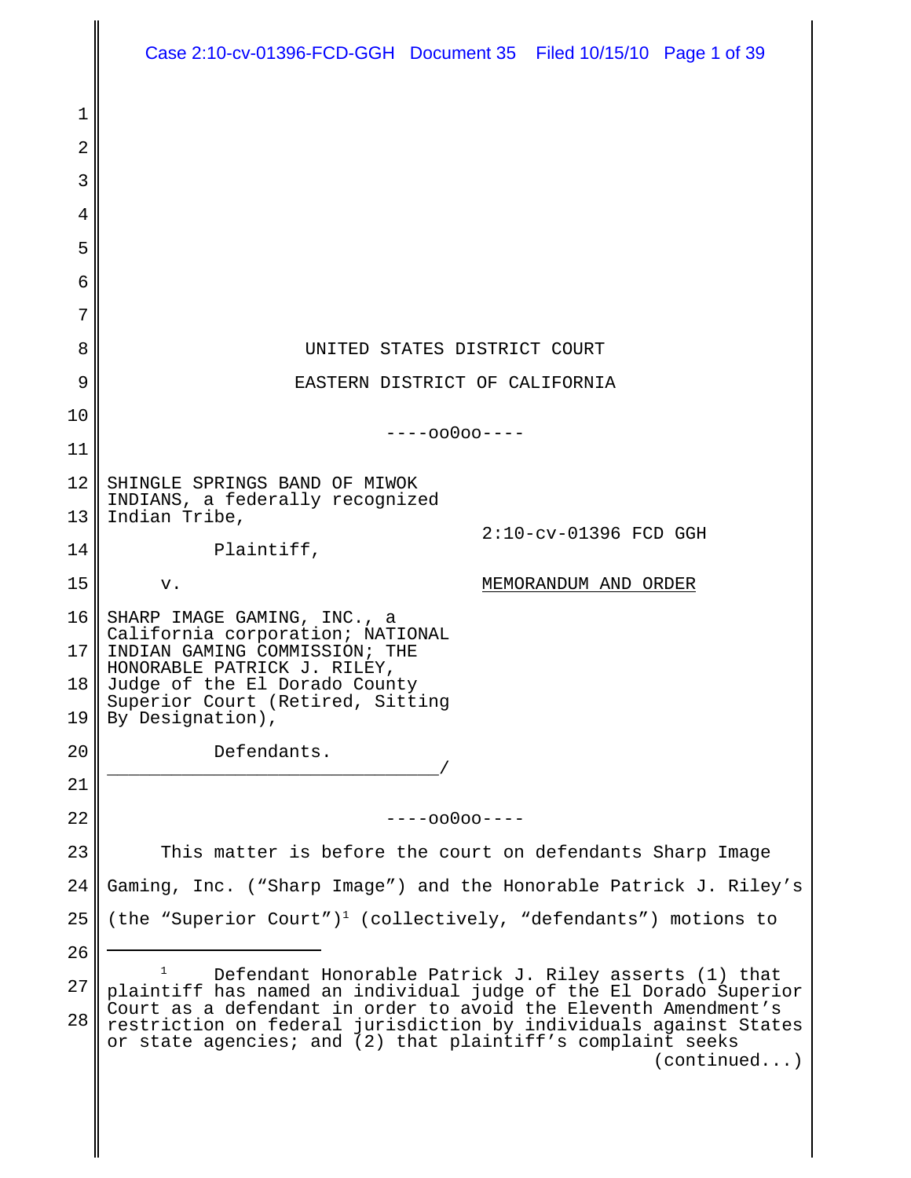UNITED STATES DISTRICT COURT

EASTERN DISTRICT OF CALIFORNIA

----oo0oo----

SHINGLE SPRINGS BAND OF MIWOK INDIANS, a federally recognized Indian Tribe,

Plaintiff,

v.

SHARP IMAGE GAMING, INC., a California corporation; NATIONAL INDIAN GAMING COMMISSION; THE HONORABLE PATRICK J. RILEY, Judge of the El Dorado County Superior Court (Retired, Sitting By Designation),

Defendants.

2:10-cv-01396 FCD GGH

MEMORANDUM AND ORDER

----oo0oo----

This matter is before the court on defendants Sharp Image Gaming, Inc. ("Sharp Image") and the Honorable Patrick J. Riley's (the "Superior Court")[1] (collectively, "defendants") motions to

---

[1] Defendant Honorable Patrick J. Riley asserts (1) that plaintiff has named an individual judge of the El Dorado Superior Court as a defendant in order to avoid the Eleventh Amendment's restriction on federal jurisdiction by individuals against States or state agencies; and (2) that plaintiff's complaint seeks (continued...)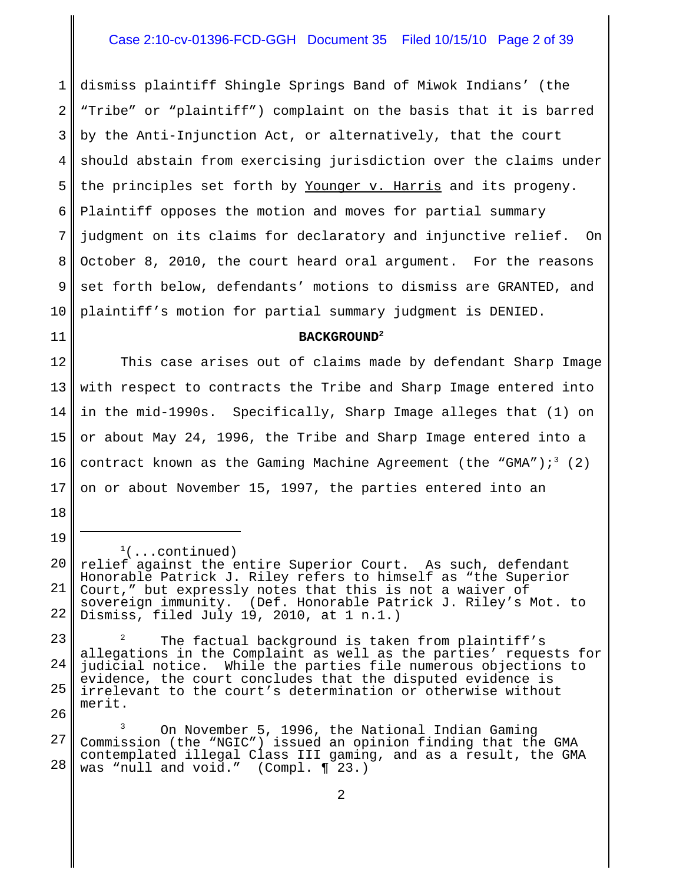dismiss plaintiff Shingle Springs Band of Miwok Indians' (the "Tribe" or "plaintiff") complaint on the basis that it is barred by the Anti-Injunction Act, or alternatively, that the court should abstain from exercising jurisdiction over the claims under the principles set forth by Younger v. Harris and its progeny. Plaintiff opposes the motion and moves for partial summary judgment on its claims for declaratory and injunctive relief. On October 8, 2010, the court heard oral argument. For the reasons set forth below, defendants' motions to dismiss are GRANTED, and plaintiff's motion for partial summary judgment is DENIED.

**BACKGROUND**[2]

This case arises out of claims made by defendant Sharp Image with respect to contracts the Tribe and Sharp Image entered into in the mid-1990s. Specifically, Sharp Image alleges that (1) on or about May 24, 1996, the Tribe and Sharp Image entered into a contract known as the Gaming Machine Agreement (the "GMA");[3] (2) on or about November 15, 1997, the parties entered into an

---

[1](...continued) relief against the entire Superior Court. As such, defendant Honorable Patrick J. Riley refers to himself as "the Superior Court," but expressly notes that this is not a waiver of sovereign immunity. (Def. Honorable Patrick J. Riley's Mot. to Dismiss, filed July 19, 2010, at 1 n.1.)

[2] The factual background is taken from plaintiff's allegations in the Complaint as well as the parties' requests for judicial notice. While the parties file numerous objections to evidence, the court concludes that the disputed evidence is irrelevant to the court's determination or otherwise without merit.

[3] On November 5, 1996, the National Indian Gaming Commission (the "NGIC") issued an opinion finding that the GMA contemplated illegal Class III gaming, and as a result, the GMA was "null and void." (Compl. ¶ 23.)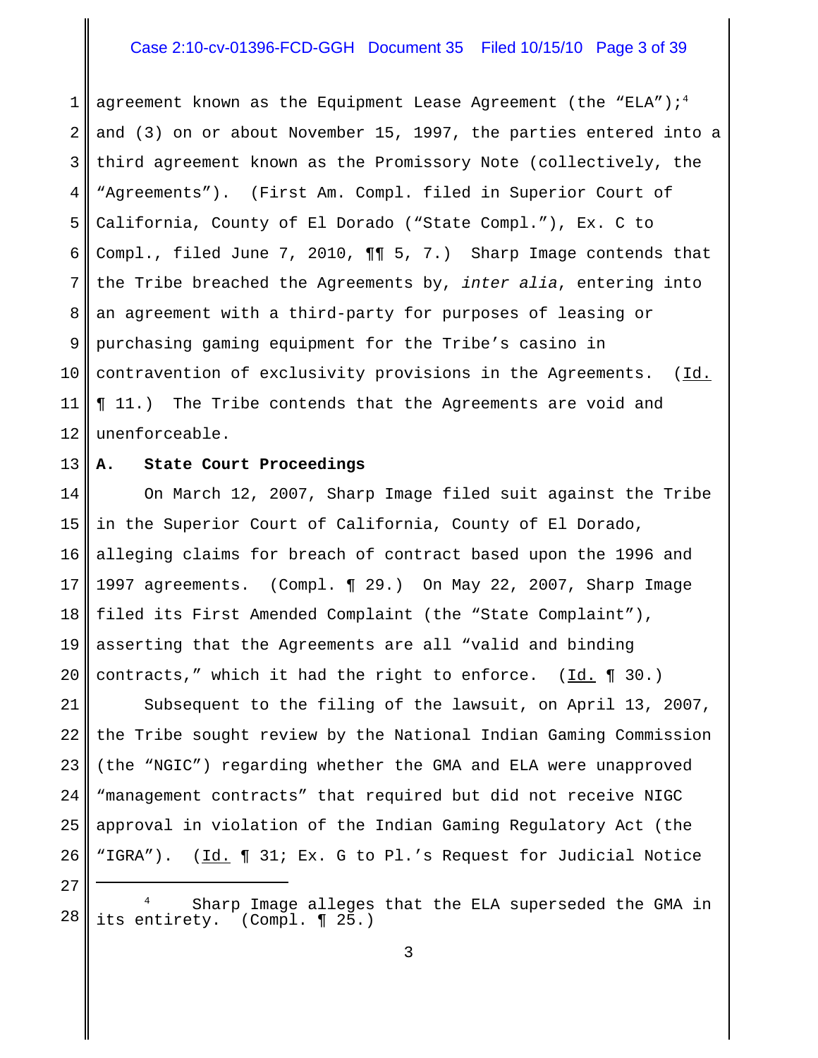agreement known as the Equipment Lease Agreement (the "ELA");[4] and (3) on or about November 15, 1997, the parties entered into a third agreement known as the Promissory Note (collectively, the "Agreements"). (First Am. Compl. filed in Superior Court of California, County of El Dorado ("State Compl."), Ex. C to Compl., filed June 7, 2010, ¶¶ 5, 7.) Sharp Image contends that the Tribe breached the Agreements by, *inter alia*, entering into an agreement with a third-party for purposes of leasing or purchasing gaming equipment for the Tribe's casino in contravention of exclusivity provisions in the Agreements. (Id. ¶ 11.) The Tribe contends that the Agreements are void and unenforceable.

**A. State Court Proceedings**

On March 12, 2007, Sharp Image filed suit against the Tribe in the Superior Court of California, County of El Dorado, alleging claims for breach of contract based upon the 1996 and 1997 agreements. (Compl. ¶ 29.) On May 22, 2007, Sharp Image filed its First Amended Complaint (the "State Complaint"), asserting that the Agreements are all "valid and binding contracts," which it had the right to enforce. (Id. ¶ 30.)

Subsequent to the filing of the lawsuit, on April 13, 2007, the Tribe sought review by the National Indian Gaming Commission (the "NGIC") regarding whether the GMA and ELA were unapproved "management contracts" that required but did not receive NIGC approval in violation of the Indian Gaming Regulatory Act (the "IGRA"). (Id. ¶ 31; Ex. G to Pl.'s Request for Judicial Notice

---

[4] Sharp Image alleges that the ELA superseded the GMA in its entirety. (Compl. ¶ 25.)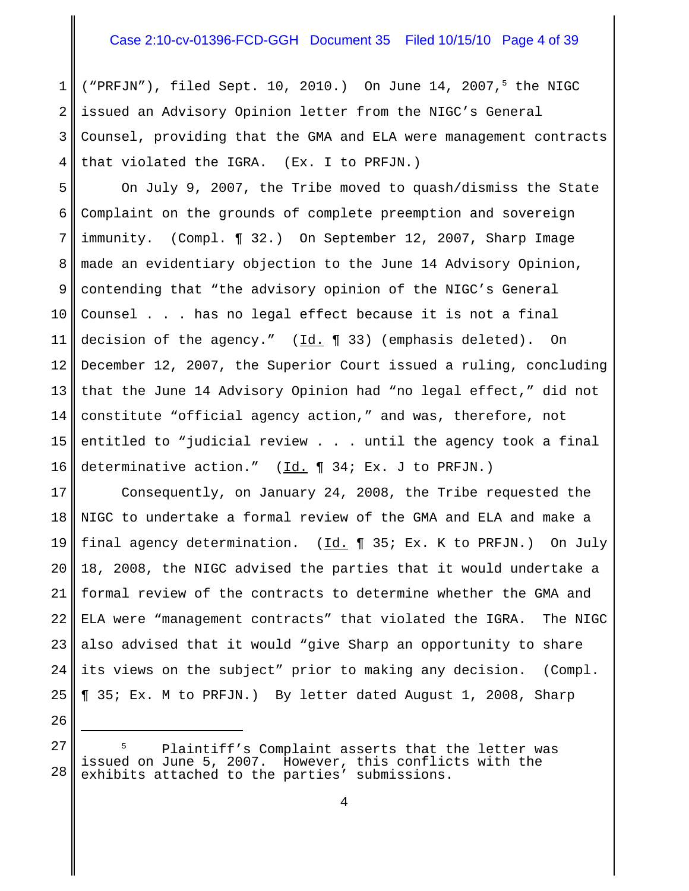("PRFJN"), filed Sept. 10, 2010.) On June 14, 2007,[5] the NIGC issued an Advisory Opinion letter from the NIGC's General Counsel, providing that the GMA and ELA were management contracts that violated the IGRA. (Ex. I to PRFJN.)

On July 9, 2007, the Tribe moved to quash/dismiss the State Complaint on the grounds of complete preemption and sovereign immunity. (Compl. ¶ 32.) On September 12, 2007, Sharp Image made an evidentiary objection to the June 14 Advisory Opinion, contending that "the advisory opinion of the NIGC's General Counsel . . . has no legal effect because it is not a final decision of the agency." (Id. ¶ 33) (emphasis deleted). On December 12, 2007, the Superior Court issued a ruling, concluding that the June 14 Advisory Opinion had "no legal effect," did not constitute "official agency action," and was, therefore, not entitled to "judicial review . . . until the agency took a final determinative action." (Id. ¶ 34; Ex. J to PRFJN.)

Consequently, on January 24, 2008, the Tribe requested the NIGC to undertake a formal review of the GMA and ELA and make a final agency determination. (Id. ¶ 35; Ex. K to PRFJN.) On July 18, 2008, the NIGC advised the parties that it would undertake a formal review of the contracts to determine whether the GMA and ELA were "management contracts" that violated the IGRA. The NIGC also advised that it would "give Sharp an opportunity to share its views on the subject" prior to making any decision. (Compl. ¶ 35; Ex. M to PRFJN.) By letter dated August 1, 2008, Sharp

---

[5] Plaintiff's Complaint asserts that the letter was issued on June 5, 2007. However, this conflicts with the exhibits attached to the parties' submissions.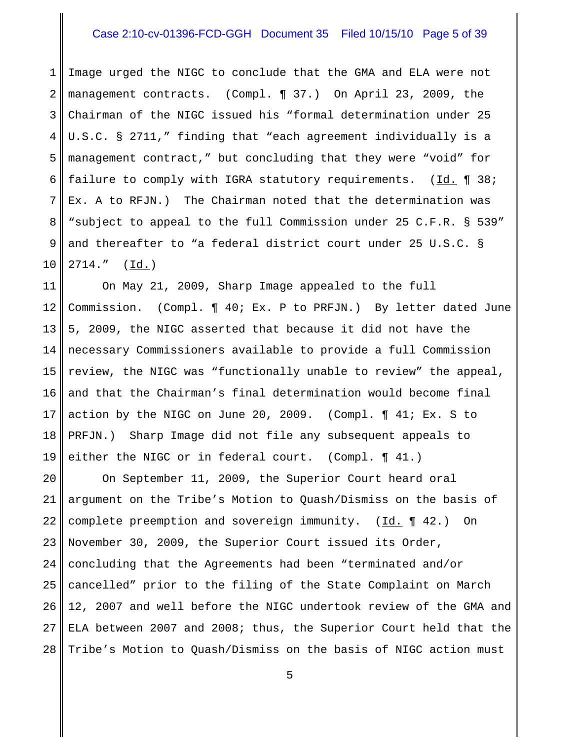Image urged the NIGC to conclude that the GMA and ELA were not management contracts. (Compl. ¶ 37.) On April 23, 2009, the Chairman of the NIGC issued his "formal determination under 25 U.S.C. § 2711," finding that "each agreement individually is a management contract," but concluding that they were "void" for failure to comply with IGRA statutory requirements. (Id. ¶ 38; Ex. A to RFJN.) The Chairman noted that the determination was "subject to appeal to the full Commission under 25 C.F.R. § 539" and thereafter to "a federal district court under 25 U.S.C. § 2714." (Id.)

On May 21, 2009, Sharp Image appealed to the full Commission. (Compl. ¶ 40; Ex. P to PRFJN.) By letter dated June 5, 2009, the NIGC asserted that because it did not have the necessary Commissioners available to provide a full Commission review, the NIGC was "functionally unable to review" the appeal, and that the Chairman's final determination would become final action by the NIGC on June 20, 2009. (Compl. ¶ 41; Ex. S to PRFJN.) Sharp Image did not file any subsequent appeals to either the NIGC or in federal court. (Compl. ¶ 41.)

On September 11, 2009, the Superior Court heard oral argument on the Tribe's Motion to Quash/Dismiss on the basis of complete preemption and sovereign immunity. (Id. ¶ 42.) On November 30, 2009, the Superior Court issued its Order, concluding that the Agreements had been "terminated and/or cancelled" prior to the filing of the State Complaint on March 12, 2007 and well before the NIGC undertook review of the GMA and ELA between 2007 and 2008; thus, the Superior Court held that the Tribe's Motion to Quash/Dismiss on the basis of NIGC action must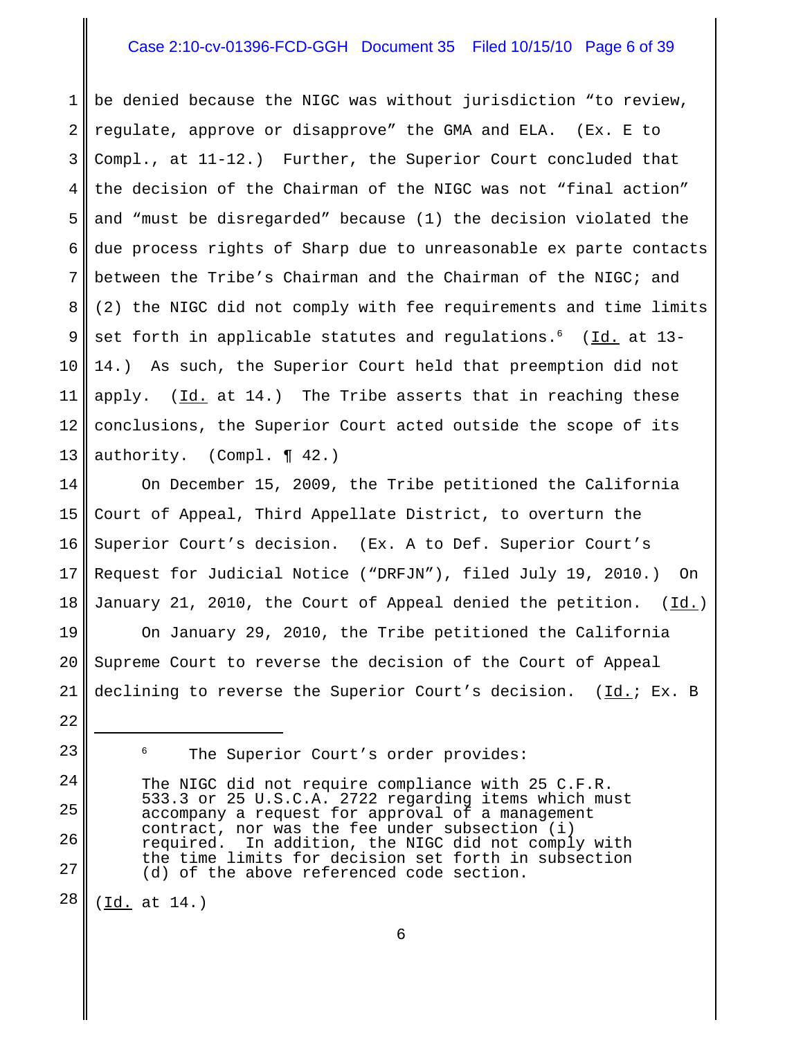be denied because the NIGC was without jurisdiction "to review, regulate, approve or disapprove" the GMA and ELA. (Ex. E to Compl., at 11-12.) Further, the Superior Court concluded that the decision of the Chairman of the NIGC was not "final action" and "must be disregarded" because (1) the decision violated the due process rights of Sharp due to unreasonable ex parte contacts between the Tribe's Chairman and the Chairman of the NIGC; and (2) the NIGC did not comply with fee requirements and time limits set forth in applicable statutes and regulations.[6] (Id. at 13-14.) As such, the Superior Court held that preemption did not apply. (Id. at 14.) The Tribe asserts that in reaching these conclusions, the Superior Court acted outside the scope of its authority. (Compl. ¶ 42.)

On December 15, 2009, the Tribe petitioned the California Court of Appeal, Third Appellate District, to overturn the Superior Court's decision. (Ex. A to Def. Superior Court's Request for Judicial Notice ("DRFJN"), filed July 19, 2010.) On January 21, 2010, the Court of Appeal denied the petition. (Id.)

On January 29, 2010, the Tribe petitioned the California Supreme Court to reverse the decision of the Court of Appeal declining to reverse the Superior Court's decision. (Id.; Ex. B

---

[6] The Superior Court's order provides:

> The NIGC did not require compliance with 25 C.F.R. 533.3 or 25 U.S.C.A. 2722 regarding items which must accompany a request for approval of a management contract, nor was the fee under subsection (i) required. In addition, the NIGC did not comply with the time limits for decision set forth in subsection (d) of the above referenced code section.

(Id. at 14.)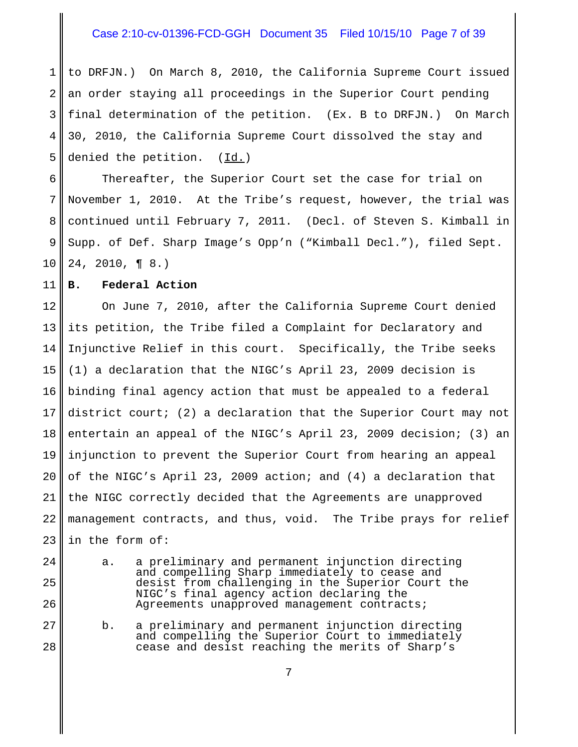to DRFJN.) On March 8, 2010, the California Supreme Court issued an order staying all proceedings in the Superior Court pending final determination of the petition. (Ex. B to DRFJN.) On March 30, 2010, the California Supreme Court dissolved the stay and denied the petition. (Id.)

Thereafter, the Superior Court set the case for trial on November 1, 2010. At the Tribe's request, however, the trial was continued until February 7, 2011. (Decl. of Steven S. Kimball in Supp. of Def. Sharp Image's Opp'n ("Kimball Decl."), filed Sept. 24, 2010, ¶ 8.)

**B. Federal Action**

On June 7, 2010, after the California Supreme Court denied its petition, the Tribe filed a Complaint for Declaratory and Injunctive Relief in this court. Specifically, the Tribe seeks (1) a declaration that the NIGC's April 23, 2009 decision is binding final agency action that must be appealed to a federal district court; (2) a declaration that the Superior Court may not entertain an appeal of the NIGC's April 23, 2009 decision; (3) an injunction to prevent the Superior Court from hearing an appeal of the NIGC's April 23, 2009 action; and (4) a declaration that the NIGC correctly decided that the Agreements are unapproved management contracts, and thus, void. The Tribe prays for relief in the form of:

> a. a preliminary and permanent injunction directing and compelling Sharp immediately to cease and desist from challenging in the Superior Court the NIGC's final agency action declaring the Agreements unapproved management contracts;
>
> b. a preliminary and permanent injunction directing and compelling the Superior Court to immediately cease and desist reaching the merits of Sharp's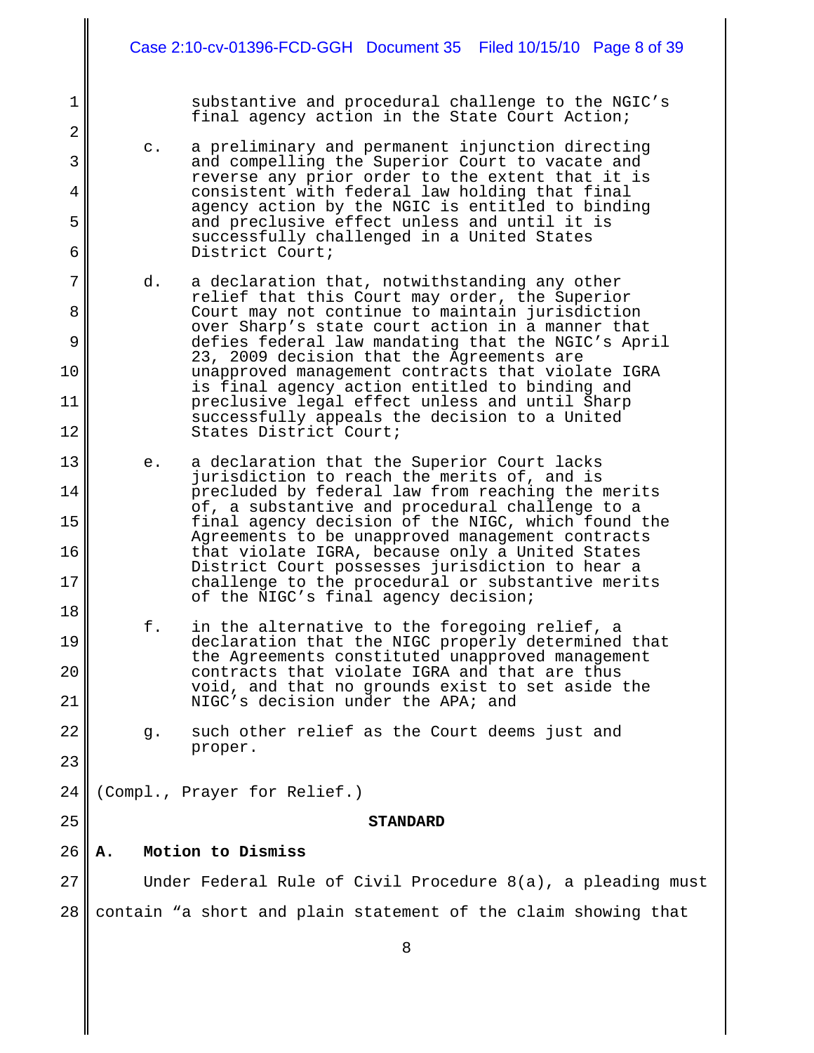substantive and procedural challenge to the NGIC's final agency action in the State Court Action;

c. a preliminary and permanent injunction directing and compelling the Superior Court to vacate and reverse any prior order to the extent that it is consistent with federal law holding that final agency action by the NGIC is entitled to binding and preclusive effect unless and until it is successfully challenged in a United States District Court;

d. a declaration that, notwithstanding any other relief that this Court may order, the Superior Court may not continue to maintain jurisdiction over Sharp's state court action in a manner that defies federal law mandating that the NGIC's April 23, 2009 decision that the Agreements are unapproved management contracts that violate IGRA is final agency action entitled to binding and preclusive legal effect unless and until Sharp successfully appeals the decision to a United States District Court;

e. a declaration that the Superior Court lacks jurisdiction to reach the merits of, and is precluded by federal law from reaching the merits of, a substantive and procedural challenge to a final agency decision of the NIGC, which found the Agreements to be unapproved management contracts that violate IGRA, because only a United States District Court possesses jurisdiction to hear a challenge to the procedural or substantive merits of the NIGC's final agency decision;

f. in the alternative to the foregoing relief, a declaration that the NIGC properly determined that the Agreements constituted unapproved management contracts that violate IGRA and that are thus void, and that no grounds exist to set aside the NIGC's decision under the APA; and

g. such other relief as the Court deems just and proper.

(Compl., Prayer for Relief.)

## STANDARD

### A. Motion to Dismiss

Under Federal Rule of Civil Procedure 8(a), a pleading must contain "a short and plain statement of the claim showing that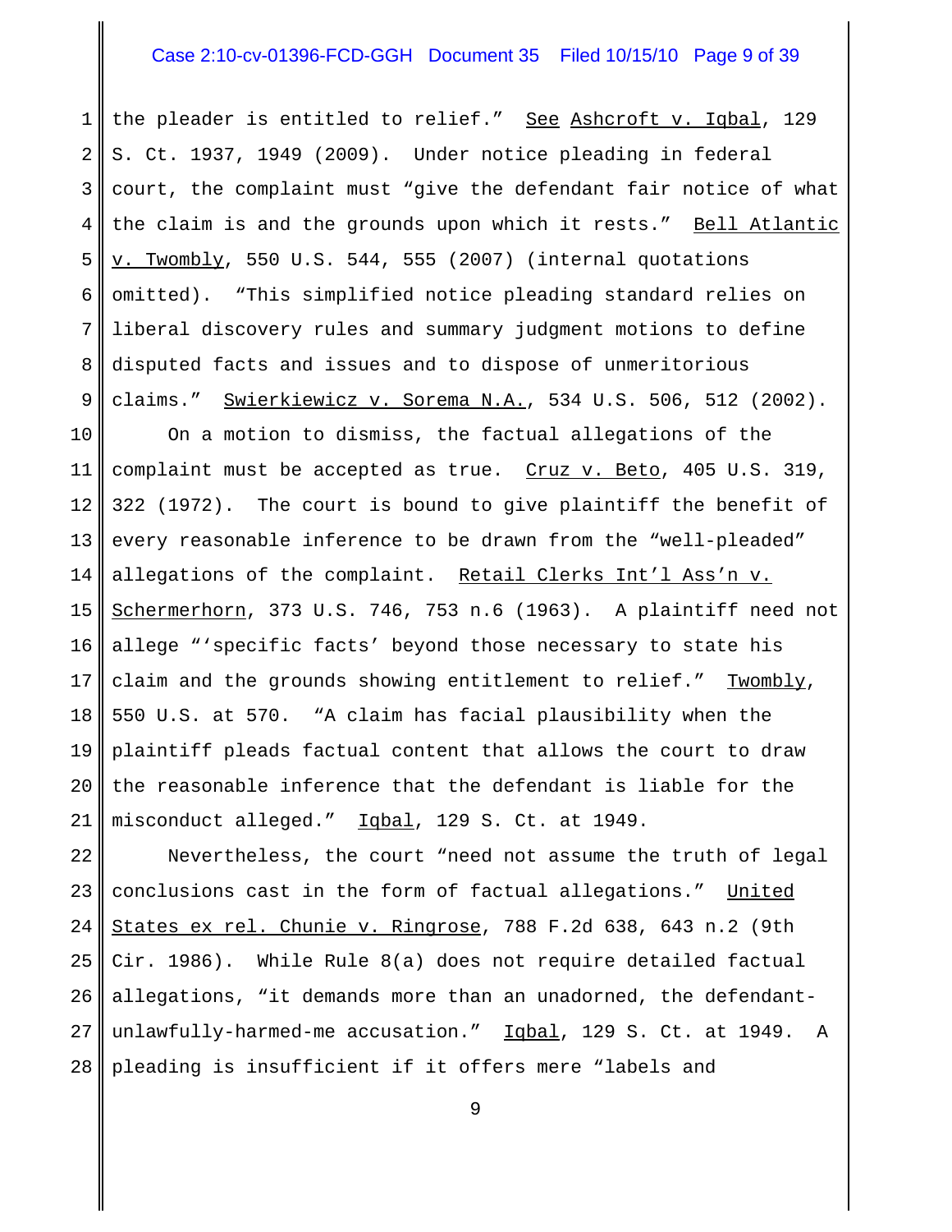the pleader is entitled to relief." See Ashcroft v. Iqbal, 129 S. Ct. 1937, 1949 (2009). Under notice pleading in federal court, the complaint must "give the defendant fair notice of what the claim is and the grounds upon which it rests." Bell Atlantic v. Twombly, 550 U.S. 544, 555 (2007) (internal quotations omitted). "This simplified notice pleading standard relies on liberal discovery rules and summary judgment motions to define disputed facts and issues and to dispose of unmeritorious claims." Swierkiewicz v. Sorema N.A., 534 U.S. 506, 512 (2002).

On a motion to dismiss, the factual allegations of the complaint must be accepted as true. Cruz v. Beto, 405 U.S. 319, 322 (1972). The court is bound to give plaintiff the benefit of every reasonable inference to be drawn from the "well-pleaded" allegations of the complaint. Retail Clerks Int'l Ass'n v. Schermerhorn, 373 U.S. 746, 753 n.6 (1963). A plaintiff need not allege "'specific facts' beyond those necessary to state his claim and the grounds showing entitlement to relief." Twombly, 550 U.S. at 570. "A claim has facial plausibility when the plaintiff pleads factual content that allows the court to draw the reasonable inference that the defendant is liable for the misconduct alleged." Iqbal, 129 S. Ct. at 1949.

Nevertheless, the court "need not assume the truth of legal conclusions cast in the form of factual allegations." United States ex rel. Chunie v. Ringrose, 788 F.2d 638, 643 n.2 (9th Cir. 1986). While Rule 8(a) does not require detailed factual allegations, "it demands more than an unadorned, the defendant-unlawfully-harmed-me accusation." Iqbal, 129 S. Ct. at 1949. A pleading is insufficient if it offers mere "labels and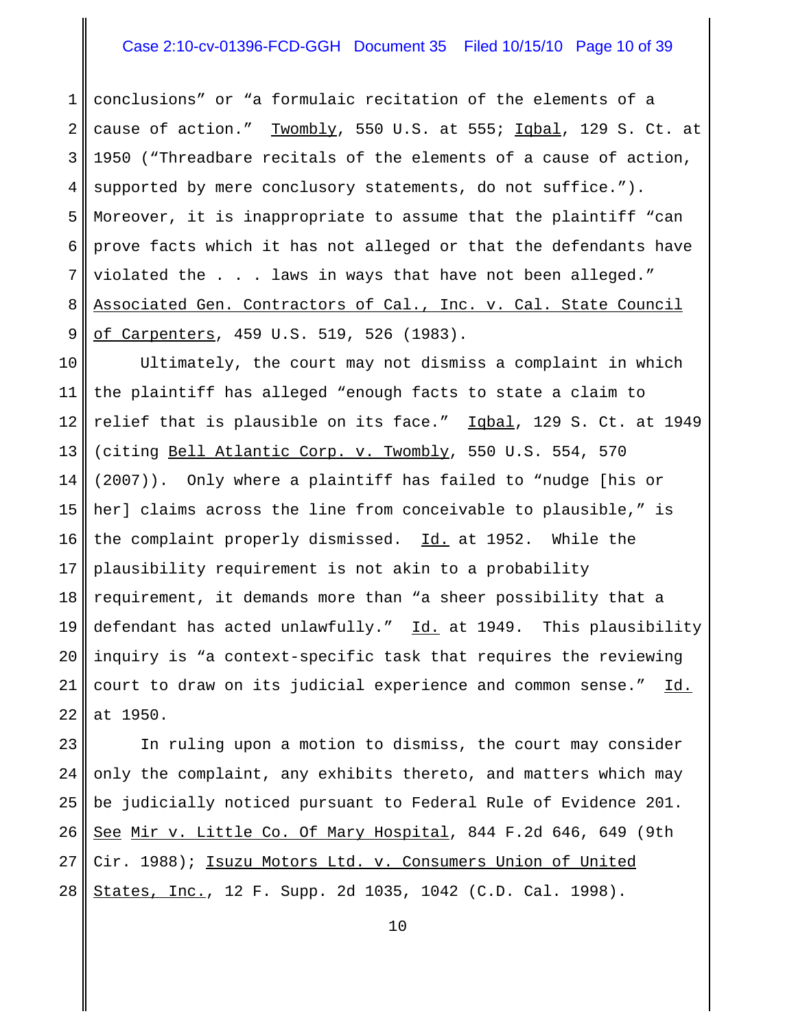conclusions" or "a formulaic recitation of the elements of a cause of action." Twombly, 550 U.S. at 555; Iqbal, 129 S. Ct. at 1950 ("Threadbare recitals of the elements of a cause of action, supported by mere conclusory statements, do not suffice."). Moreover, it is inappropriate to assume that the plaintiff "can prove facts which it has not alleged or that the defendants have violated the . . . laws in ways that have not been alleged." Associated Gen. Contractors of Cal., Inc. v. Cal. State Council of Carpenters, 459 U.S. 519, 526 (1983).

Ultimately, the court may not dismiss a complaint in which the plaintiff has alleged "enough facts to state a claim to relief that is plausible on its face." Iqbal, 129 S. Ct. at 1949 (citing Bell Atlantic Corp. v. Twombly, 550 U.S. 554, 570 (2007)). Only where a plaintiff has failed to "nudge [his or her] claims across the line from conceivable to plausible," is the complaint properly dismissed. Id. at 1952. While the plausibility requirement is not akin to a probability requirement, it demands more than "a sheer possibility that a defendant has acted unlawfully." Id. at 1949. This plausibility inquiry is "a context-specific task that requires the reviewing court to draw on its judicial experience and common sense." Id. at 1950.

In ruling upon a motion to dismiss, the court may consider only the complaint, any exhibits thereto, and matters which may be judicially noticed pursuant to Federal Rule of Evidence 201. See Mir v. Little Co. Of Mary Hospital, 844 F.2d 646, 649 (9th Cir. 1988); Isuzu Motors Ltd. v. Consumers Union of United States, Inc., 12 F. Supp. 2d 1035, 1042 (C.D. Cal. 1998).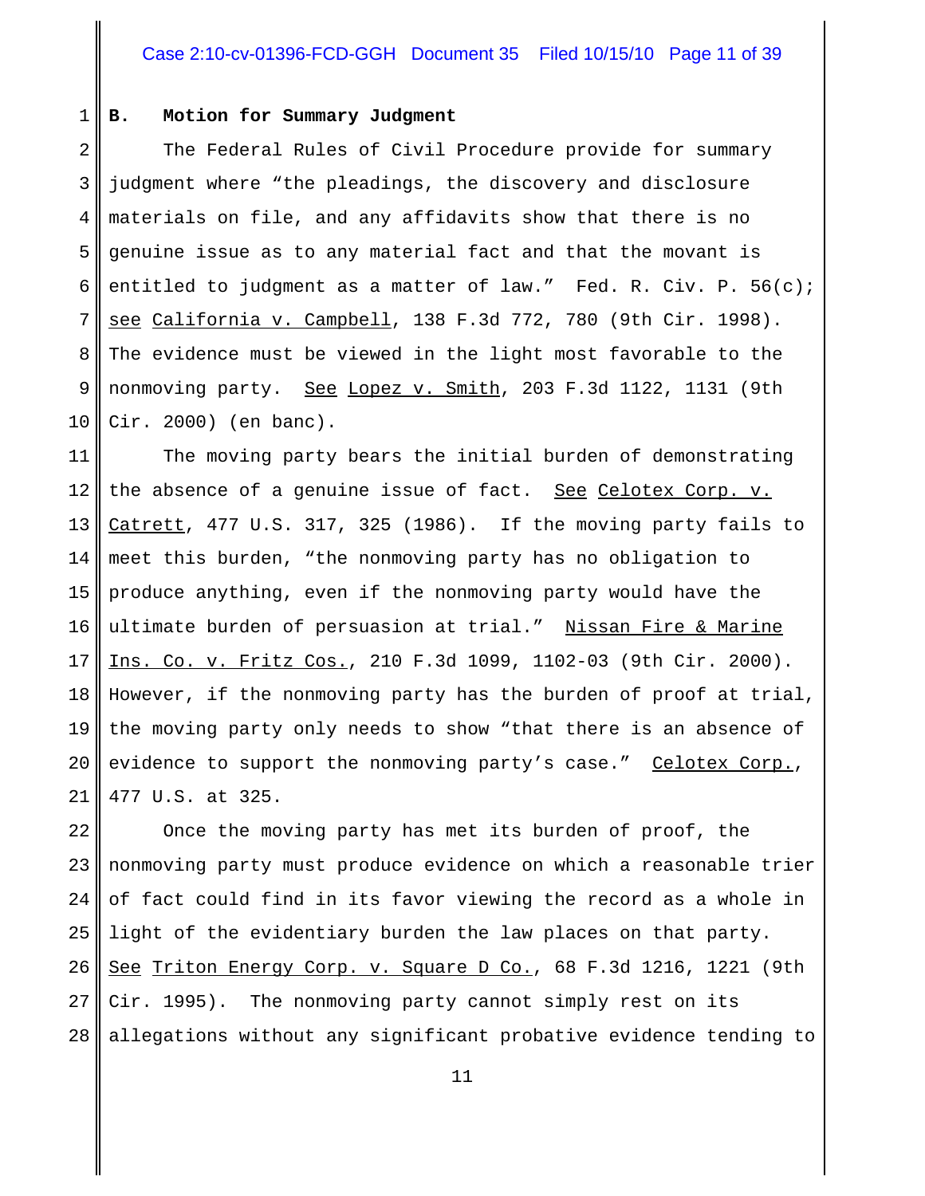**B. Motion for Summary Judgment**

The Federal Rules of Civil Procedure provide for summary judgment where "the pleadings, the discovery and disclosure materials on file, and any affidavits show that there is no genuine issue as to any material fact and that the movant is entitled to judgment as a matter of law." Fed. R. Civ. P. 56(c); see California v. Campbell, 138 F.3d 772, 780 (9th Cir. 1998). The evidence must be viewed in the light most favorable to the nonmoving party. See Lopez v. Smith, 203 F.3d 1122, 1131 (9th Cir. 2000) (en banc).

The moving party bears the initial burden of demonstrating the absence of a genuine issue of fact. See Celotex Corp. v. Catrett, 477 U.S. 317, 325 (1986). If the moving party fails to meet this burden, "the nonmoving party has no obligation to produce anything, even if the nonmoving party would have the ultimate burden of persuasion at trial." Nissan Fire & Marine Ins. Co. v. Fritz Cos., 210 F.3d 1099, 1102-03 (9th Cir. 2000). However, if the nonmoving party has the burden of proof at trial, the moving party only needs to show "that there is an absence of evidence to support the nonmoving party's case." Celotex Corp., 477 U.S. at 325.

Once the moving party has met its burden of proof, the nonmoving party must produce evidence on which a reasonable trier of fact could find in its favor viewing the record as a whole in light of the evidentiary burden the law places on that party. See Triton Energy Corp. v. Square D Co., 68 F.3d 1216, 1221 (9th Cir. 1995). The nonmoving party cannot simply rest on its allegations without any significant probative evidence tending to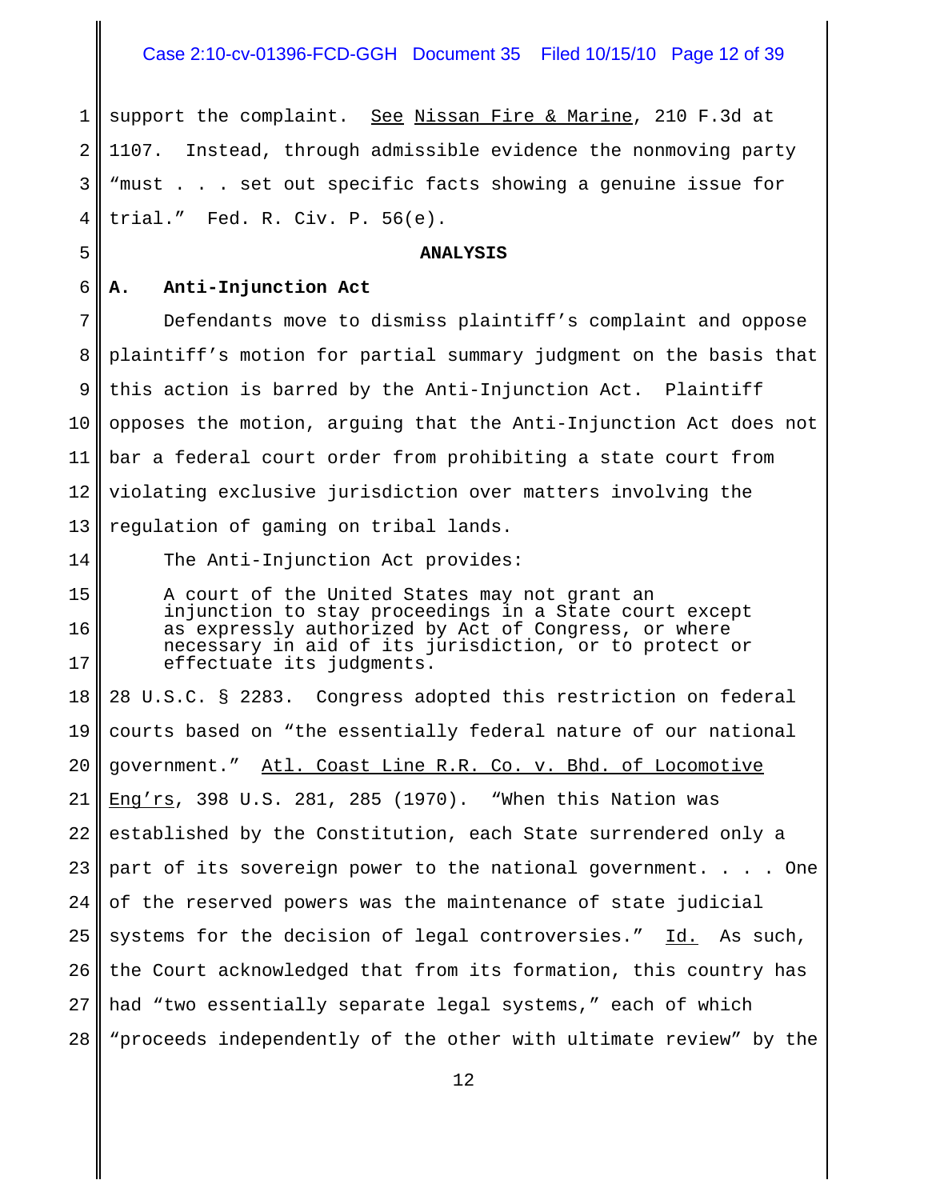support the complaint. See Nissan Fire & Marine, 210 F.3d at 1107. Instead, through admissible evidence the nonmoving party "must . . . set out specific facts showing a genuine issue for trial." Fed. R. Civ. P. 56(e).

## ANALYSIS

### A. Anti-Injunction Act

Defendants move to dismiss plaintiff's complaint and oppose plaintiff's motion for partial summary judgment on the basis that this action is barred by the Anti-Injunction Act. Plaintiff opposes the motion, arguing that the Anti-Injunction Act does not bar a federal court order from prohibiting a state court from violating exclusive jurisdiction over matters involving the regulation of gaming on tribal lands.

The Anti-Injunction Act provides:

> A court of the United States may not grant an injunction to stay proceedings in a State court except as expressly authorized by Act of Congress, or where necessary in aid of its jurisdiction, or to protect or effectuate its judgments.

28 U.S.C. § 2283. Congress adopted this restriction on federal courts based on "the essentially federal nature of our national government." Atl. Coast Line R.R. Co. v. Bhd. of Locomotive Eng'rs, 398 U.S. 281, 285 (1970). "When this Nation was established by the Constitution, each State surrendered only a part of its sovereign power to the national government. . . . One of the reserved powers was the maintenance of state judicial systems for the decision of legal controversies." Id. As such, the Court acknowledged that from its formation, this country has had "two essentially separate legal systems," each of which "proceeds independently of the other with ultimate review" by the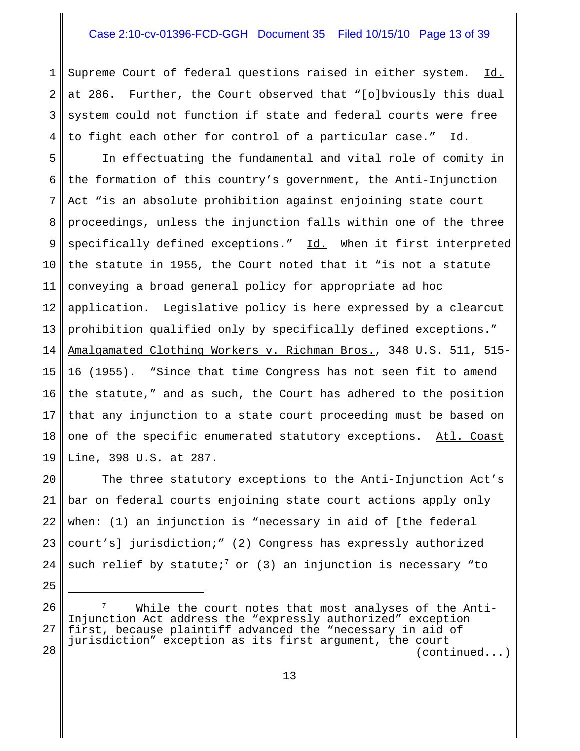Supreme Court of federal questions raised in either system. Id. at 286. Further, the Court observed that "[o]bviously this dual system could not function if state and federal courts were free to fight each other for control of a particular case." Id.

In effectuating the fundamental and vital role of comity in the formation of this country's government, the Anti-Injunction Act "is an absolute prohibition against enjoining state court proceedings, unless the injunction falls within one of the three specifically defined exceptions." Id. When it first interpreted the statute in 1955, the Court noted that it "is not a statute conveying a broad general policy for appropriate ad hoc application. Legislative policy is here expressed by a clearcut prohibition qualified only by specifically defined exceptions." Amalgamated Clothing Workers v. Richman Bros., 348 U.S. 511, 515-16 (1955). "Since that time Congress has not seen fit to amend the statute," and as such, the Court has adhered to the position that any injunction to a state court proceeding must be based on one of the specific enumerated statutory exceptions. Atl. Coast Line, 398 U.S. at 287.

The three statutory exceptions to the Anti-Injunction Act's bar on federal courts enjoining state court actions apply only when: (1) an injunction is "necessary in aid of [the federal court's] jurisdiction;" (2) Congress has expressly authorized such relief by statute;[7] or (3) an injunction is necessary "to

---

[7] While the court notes that most analyses of the Anti-Injunction Act address the "expressly authorized" exception first, because plaintiff advanced the "necessary in aid of jurisdiction" exception as its first argument, the court (continued...)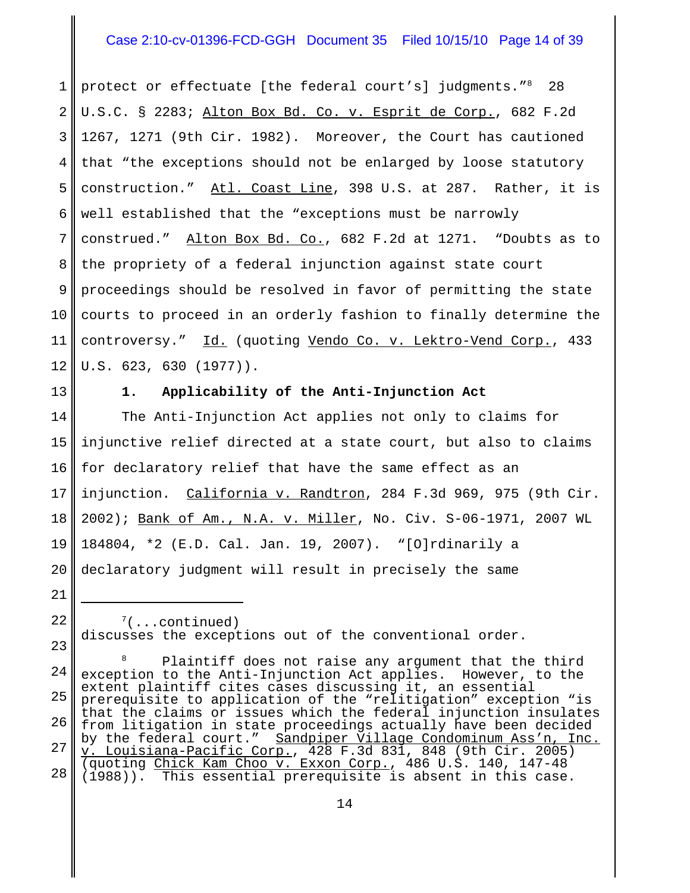protect or effectuate [the federal court's] judgments."[8] 28 U.S.C. § 2283; Alton Box Bd. Co. v. Esprit de Corp., 682 F.2d 1267, 1271 (9th Cir. 1982). Moreover, the Court has cautioned that "the exceptions should not be enlarged by loose statutory construction." Atl. Coast Line, 398 U.S. at 287. Rather, it is well established that the "exceptions must be narrowly construed." Alton Box Bd. Co., 682 F.2d at 1271. "Doubts as to the propriety of a federal injunction against state court proceedings should be resolved in favor of permitting the state courts to proceed in an orderly fashion to finally determine the controversy." Id. (quoting Vendo Co. v. Lektro-Vend Corp., 433 U.S. 623, 630 (1977)).

**1. Applicability of the Anti-Injunction Act**

The Anti-Injunction Act applies not only to claims for injunctive relief directed at a state court, but also to claims for declaratory relief that have the same effect as an injunction. California v. Randtron, 284 F.3d 969, 975 (9th Cir. 2002); Bank of Am., N.A. v. Miller, No. Civ. S-06-1971, 2007 WL 184804, *2 (E.D. Cal. Jan. 19, 2007). "[O]rdinarily a declaratory judgment will result in precisely the same

---

[7](...continued) discusses the exceptions out of the conventional order.

[8] Plaintiff does not raise any argument that the third exception to the Anti-Injunction Act applies. However, to the extent plaintiff cites cases discussing it, an essential prerequisite to application of the "relitigation" exception "is that the claims or issues which the federal injunction insulates from litigation in state proceedings actually have been decided by the federal court." Sandpiper Village Condominium Ass'n, Inc. v. Louisiana-Pacific Corp., 428 F.3d 831, 848 (9th Cir. 2005) (quoting Chick Kam Choo v. Exxon Corp., 486 U.S. 140, 147-48 (1988)). This essential prerequisite is absent in this case.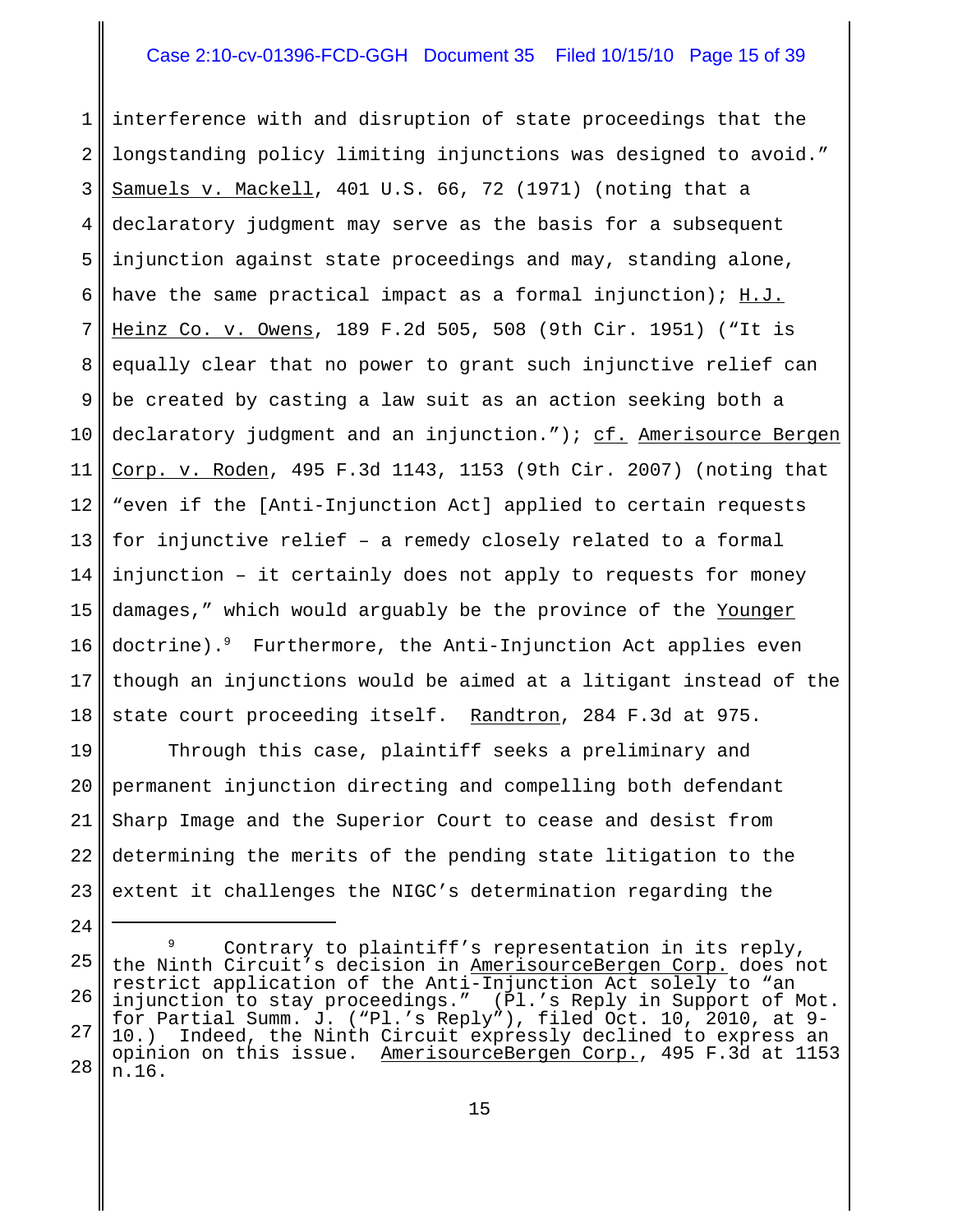interference with and disruption of state proceedings that the longstanding policy limiting injunctions was designed to avoid." Samuels v. Mackell, 401 U.S. 66, 72 (1971) (noting that a declaratory judgment may serve as the basis for a subsequent injunction against state proceedings and may, standing alone, have the same practical impact as a formal injunction); H.J. Heinz Co. v. Owens, 189 F.2d 505, 508 (9th Cir. 1951) ("It is equally clear that no power to grant such injunctive relief can be created by casting a law suit as an action seeking both a declaratory judgment and an injunction."); cf. Amerisource Bergen Corp. v. Roden, 495 F.3d 1143, 1153 (9th Cir. 2007) (noting that "even if the [Anti-Injunction Act] applied to certain requests for injunctive relief – a remedy closely related to a formal injunction – it certainly does not apply to requests for money damages," which would arguably be the province of the Younger doctrine).[9] Furthermore, the Anti-Injunction Act applies even though an injunctions would be aimed at a litigant instead of the state court proceeding itself. Randtron, 284 F.3d at 975.

Through this case, plaintiff seeks a preliminary and permanent injunction directing and compelling both defendant Sharp Image and the Superior Court to cease and desist from determining the merits of the pending state litigation to the extent it challenges the NIGC's determination regarding the

---

[9] Contrary to plaintiff's representation in its reply, the Ninth Circuit's decision in AmerisourceBergen Corp. does not restrict application of the Anti-Injunction Act solely to "an injunction to stay proceedings." (Pl.'s Reply in Support of Mot. for Partial Summ. J. ("Pl.'s Reply"), filed Oct. 10, 2010, at 9-10.) Indeed, the Ninth Circuit expressly declined to express an opinion on this issue. AmerisourceBergen Corp., 495 F.3d at 1153 n.16.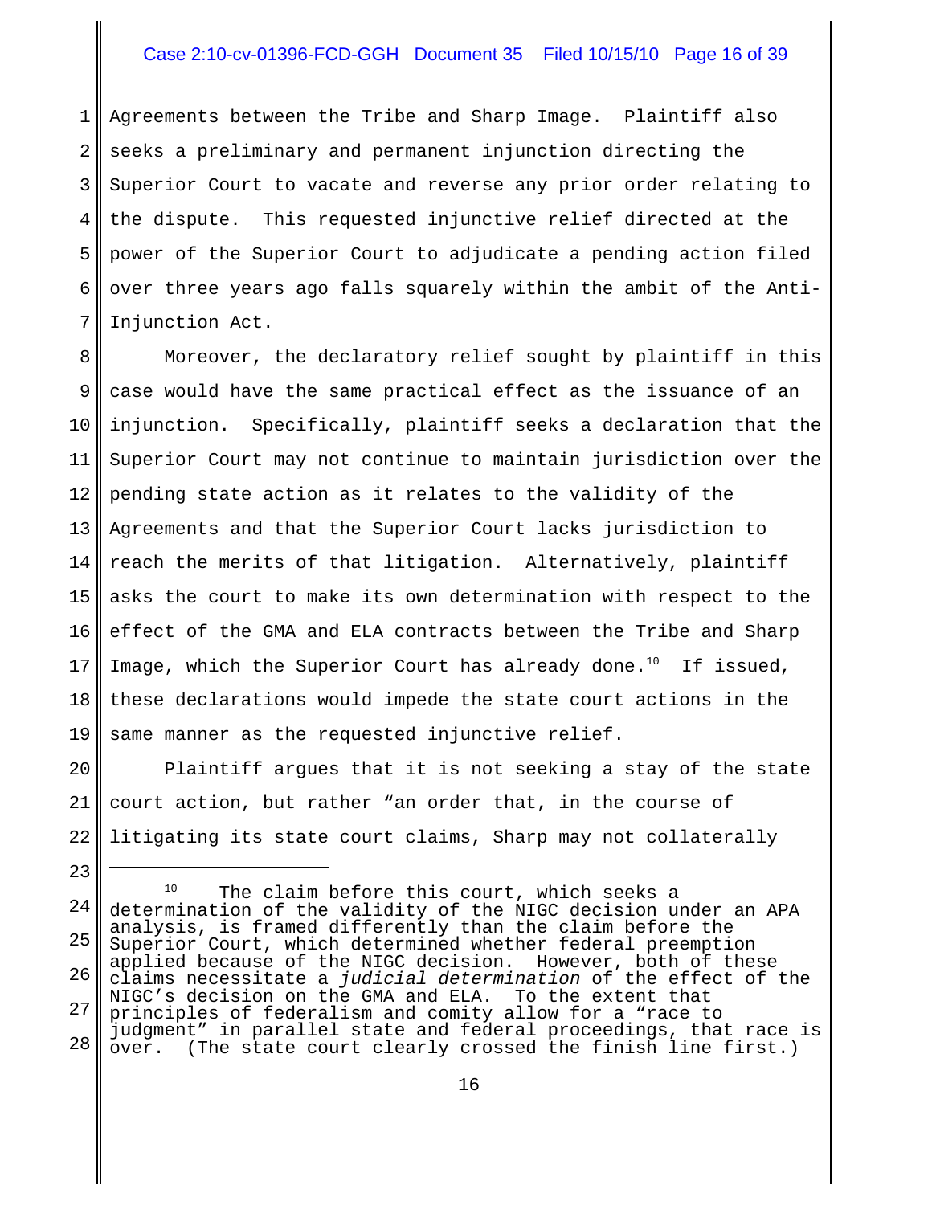Agreements between the Tribe and Sharp Image. Plaintiff also seeks a preliminary and permanent injunction directing the Superior Court to vacate and reverse any prior order relating to the dispute. This requested injunctive relief directed at the power of the Superior Court to adjudicate a pending action filed over three years ago falls squarely within the ambit of the Anti-Injunction Act.

Moreover, the declaratory relief sought by plaintiff in this case would have the same practical effect as the issuance of an injunction. Specifically, plaintiff seeks a declaration that the Superior Court may not continue to maintain jurisdiction over the pending state action as it relates to the validity of the Agreements and that the Superior Court lacks jurisdiction to reach the merits of that litigation. Alternatively, plaintiff asks the court to make its own determination with respect to the effect of the GMA and ELA contracts between the Tribe and Sharp Image, which the Superior Court has already done.[10] If issued, these declarations would impede the state court actions in the same manner as the requested injunctive relief.

Plaintiff argues that it is not seeking a stay of the state court action, but rather "an order that, in the course of litigating its state court claims, Sharp may not collaterally

---

[10] The claim before this court, which seeks a determination of the validity of the NIGC decision under an APA analysis, is framed differently than the claim before the Superior Court, which determined whether federal preemption applied because of the NIGC decision. However, both of these claims necessitate a *judicial determination* of the effect of the NIGC's decision on the GMA and ELA. To the extent that principles of federalism and comity allow for a "race to judgment" in parallel state and federal proceedings, that race is over. (The state court clearly crossed the finish line first.)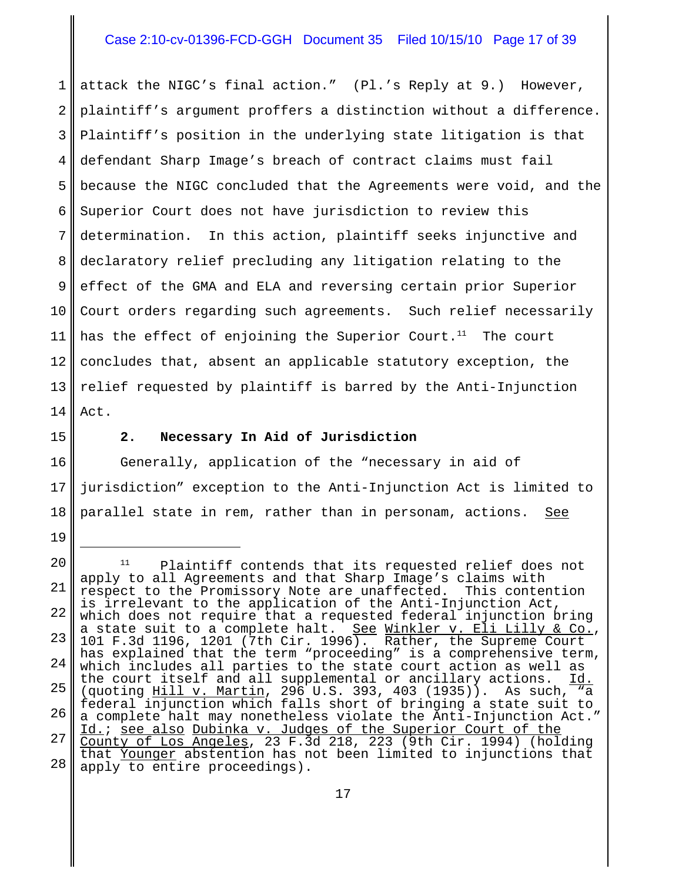attack the NIGC's final action." (Pl.'s Reply at 9.) However, plaintiff's argument proffers a distinction without a difference. Plaintiff's position in the underlying state litigation is that defendant Sharp Image's breach of contract claims must fail because the NIGC concluded that the Agreements were void, and the Superior Court does not have jurisdiction to review this determination. In this action, plaintiff seeks injunctive and declaratory relief precluding any litigation relating to the effect of the GMA and ELA and reversing certain prior Superior Court orders regarding such agreements. Such relief necessarily has the effect of enjoining the Superior Court.[11] The court concludes that, absent an applicable statutory exception, the relief requested by plaintiff is barred by the Anti-Injunction Act.

### 2. Necessary In Aid of Jurisdiction

Generally, application of the "necessary in aid of jurisdiction" exception to the Anti-Injunction Act is limited to parallel state in rem, rather than in personam, actions. See

---

[11] Plaintiff contends that its requested relief does not apply to all Agreements and that Sharp Image's claims with respect to the Promissory Note are unaffected. This contention is irrelevant to the application of the Anti-Injunction Act, which does not require that a requested federal injunction bring a state suit to a complete halt. See Winkler v. Eli Lilly & Co., 101 F.3d 1196, 1201 (7th Cir. 1996). Rather, the Supreme Court has explained that the term "proceeding" is a comprehensive term, which includes all parties to the state court action as well as the court itself and all supplemental or ancillary actions. Id. (quoting Hill v. Martin, 296 U.S. 393, 403 (1935)). As such, "a federal injunction which falls short of bringing a state suit to a complete halt may nonetheless violate the Anti-Injunction Act." Id.; see also Dubinka v. Judges of the Superior Court of the County of Los Angeles, 23 F.3d 218, 223 (9th Cir. 1994) (holding that Younger abstention has not been limited to injunctions that apply to entire proceedings).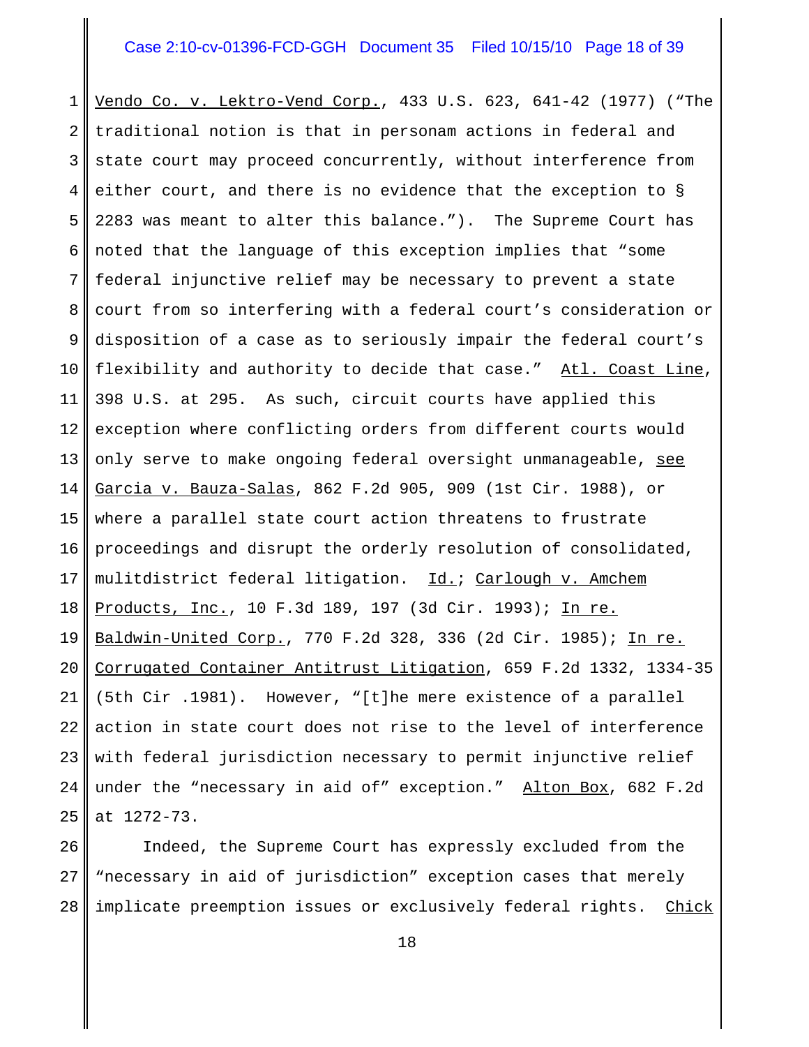Vendo Co. v. Lektro-Vend Corp., 433 U.S. 623, 641-42 (1977) ("The traditional notion is that in personam actions in federal and state court may proceed concurrently, without interference from either court, and there is no evidence that the exception to § 2283 was meant to alter this balance."). The Supreme Court has noted that the language of this exception implies that "some federal injunctive relief may be necessary to prevent a state court from so interfering with a federal court's consideration or disposition of a case as to seriously impair the federal court's flexibility and authority to decide that case." Atl. Coast Line, 398 U.S. at 295. As such, circuit courts have applied this exception where conflicting orders from different courts would only serve to make ongoing federal oversight unmanageable, see Garcia v. Bauza-Salas, 862 F.2d 905, 909 (1st Cir. 1988), or where a parallel state court action threatens to frustrate proceedings and disrupt the orderly resolution of consolidated, mulitdistrict federal litigation. Id.; Carlough v. Amchem Products, Inc., 10 F.3d 189, 197 (3d Cir. 1993); In re. Baldwin-United Corp., 770 F.2d 328, 336 (2d Cir. 1985); In re. Corrugated Container Antitrust Litigation, 659 F.2d 1332, 1334-35 (5th Cir .1981). However, "[t]he mere existence of a parallel action in state court does not rise to the level of interference with federal jurisdiction necessary to permit injunctive relief under the "necessary in aid of" exception." Alton Box, 682 F.2d at 1272-73.

Indeed, the Supreme Court has expressly excluded from the "necessary in aid of jurisdiction" exception cases that merely implicate preemption issues or exclusively federal rights. Chick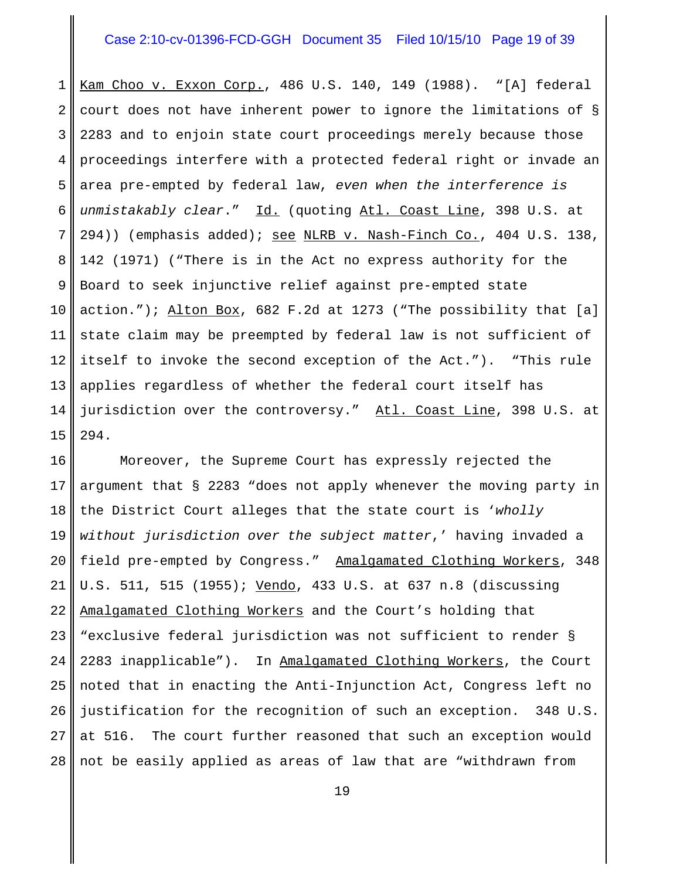Kam Choo v. Exxon Corp., 486 U.S. 140, 149 (1988). "[A] federal court does not have inherent power to ignore the limitations of § 2283 and to enjoin state court proceedings merely because those proceedings interfere with a protected federal right or invade an area pre-empted by federal law, *even when the interference is unmistakably clear*." Id. (quoting Atl. Coast Line, 398 U.S. at 294)) (emphasis added); see NLRB v. Nash-Finch Co., 404 U.S. 138, 142 (1971) ("There is in the Act no express authority for the Board to seek injunctive relief against pre-empted state action."); Alton Box, 682 F.2d at 1273 ("The possibility that [a] state claim may be preempted by federal law is not sufficient of itself to invoke the second exception of the Act."). "This rule applies regardless of whether the federal court itself has jurisdiction over the controversy." Atl. Coast Line, 398 U.S. at 294.

Moreover, the Supreme Court has expressly rejected the argument that § 2283 "does not apply whenever the moving party in the District Court alleges that the state court is '*wholly without jurisdiction over the subject matter*,' having invaded a field pre-empted by Congress." Amalgamated Clothing Workers, 348 U.S. 511, 515 (1955); Vendo, 433 U.S. at 637 n.8 (discussing Amalgamated Clothing Workers and the Court's holding that "exclusive federal jurisdiction was not sufficient to render § 2283 inapplicable"). In Amalgamated Clothing Workers, the Court noted that in enacting the Anti-Injunction Act, Congress left no justification for the recognition of such an exception. 348 U.S. at 516. The court further reasoned that such an exception would not be easily applied as areas of law that are "withdrawn from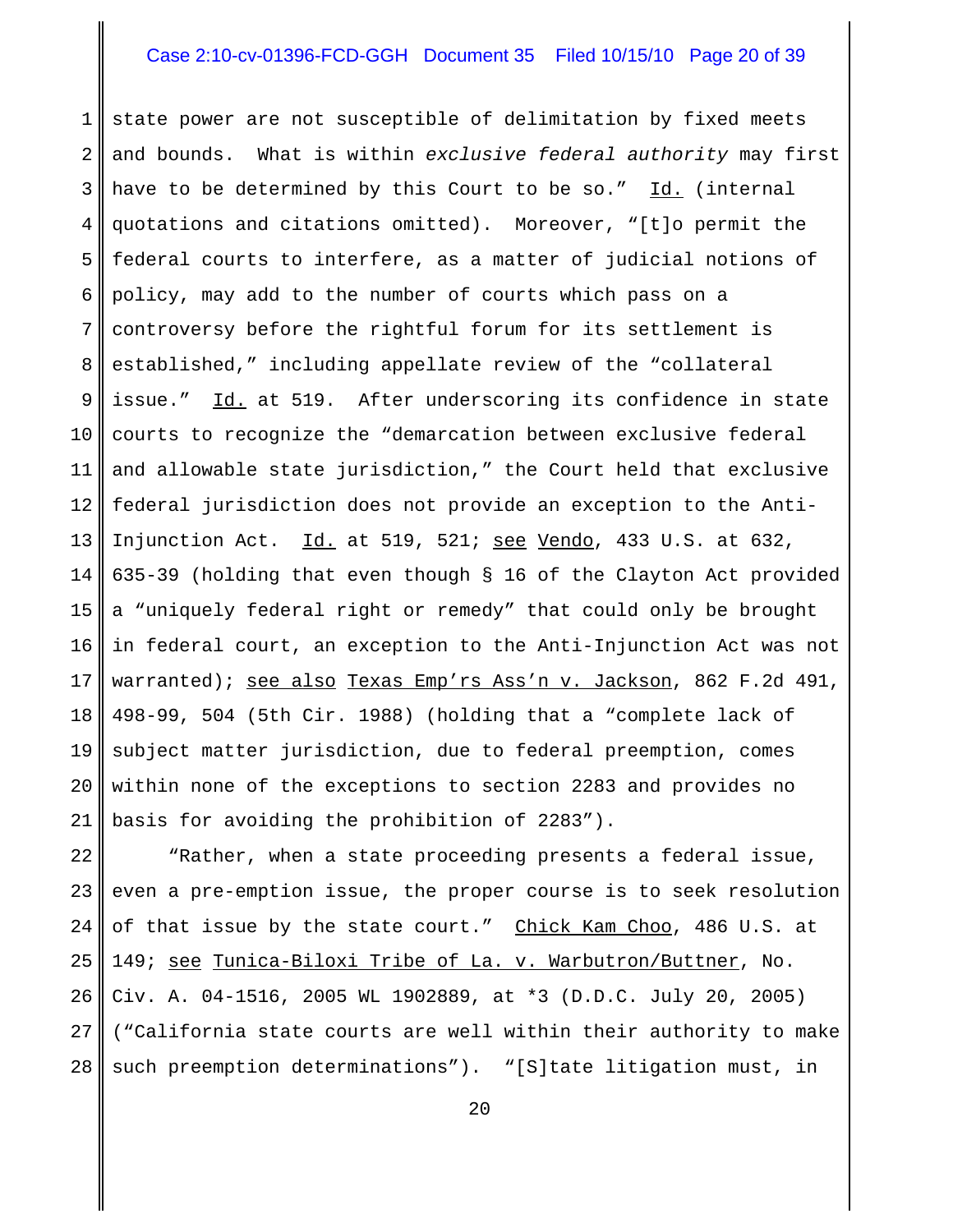state power are not susceptible of delimitation by fixed meets and bounds. What is within *exclusive federal authority* may first have to be determined by this Court to be so." Id. (internal quotations and citations omitted). Moreover, "[t]o permit the federal courts to interfere, as a matter of judicial notions of policy, may add to the number of courts which pass on a controversy before the rightful forum for its settlement is established," including appellate review of the "collateral issue." Id. at 519. After underscoring its confidence in state courts to recognize the "demarcation between exclusive federal and allowable state jurisdiction," the Court held that exclusive federal jurisdiction does not provide an exception to the Anti-Injunction Act. Id. at 519, 521; see Vendo, 433 U.S. at 632, 635-39 (holding that even though § 16 of the Clayton Act provided a "uniquely federal right or remedy" that could only be brought in federal court, an exception to the Anti-Injunction Act was not warranted); see also Texas Emp'rs Ass'n v. Jackson, 862 F.2d 491, 498-99, 504 (5th Cir. 1988) (holding that a "complete lack of subject matter jurisdiction, due to federal preemption, comes within none of the exceptions to section 2283 and provides no basis for avoiding the prohibition of 2283").

"Rather, when a state proceeding presents a federal issue, even a pre-emption issue, the proper course is to seek resolution of that issue by the state court." Chick Kam Choo, 486 U.S. at 149; see Tunica-Biloxi Tribe of La. v. Warbutron/Buttner, No. Civ. A. 04-1516, 2005 WL 1902889, at *3 (D.D.C. July 20, 2005) ("California state courts are well within their authority to make such preemption determinations"). "[S]tate litigation must, in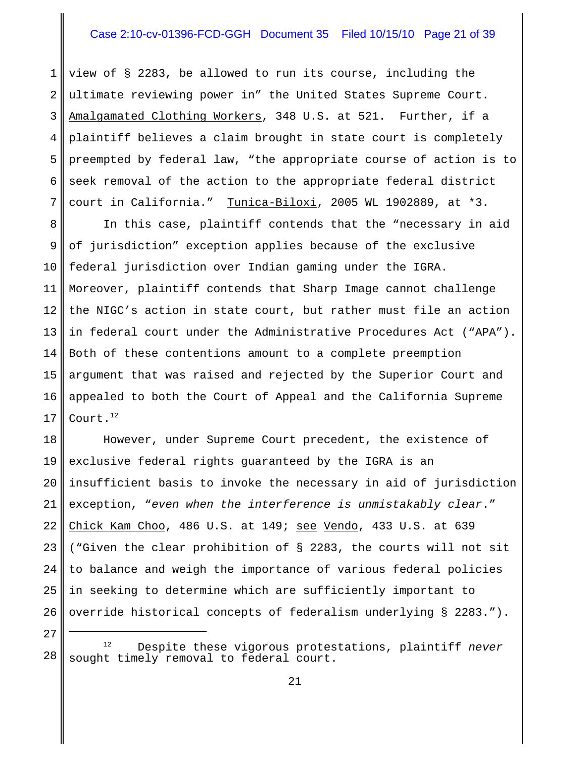view of § 2283, be allowed to run its course, including the ultimate reviewing power in" the United States Supreme Court. Amalgamated Clothing Workers, 348 U.S. at 521. Further, if a plaintiff believes a claim brought in state court is completely preempted by federal law, "the appropriate course of action is to seek removal of the action to the appropriate federal district court in California." Tunica-Biloxi, 2005 WL 1902889, at *3.

In this case, plaintiff contends that the "necessary in aid of jurisdiction" exception applies because of the exclusive federal jurisdiction over Indian gaming under the IGRA. Moreover, plaintiff contends that Sharp Image cannot challenge the NIGC's action in state court, but rather must file an action in federal court under the Administrative Procedures Act ("APA"). Both of these contentions amount to a complete preemption argument that was raised and rejected by the Superior Court and appealed to both the Court of Appeal and the California Supreme Court.[12]

However, under Supreme Court precedent, the existence of exclusive federal rights guaranteed by the IGRA is an insufficient basis to invoke the necessary in aid of jurisdiction exception, "*even when the interference is unmistakably clear*." Chick Kam Choo, 486 U.S. at 149; see Vendo, 433 U.S. at 639 ("Given the clear prohibition of § 2283, the courts will not sit to balance and weigh the importance of various federal policies in seeking to determine which are sufficiently important to override historical concepts of federalism underlying § 2283.").

---

[12] Despite these vigorous protestations, plaintiff *never* sought timely removal to federal court.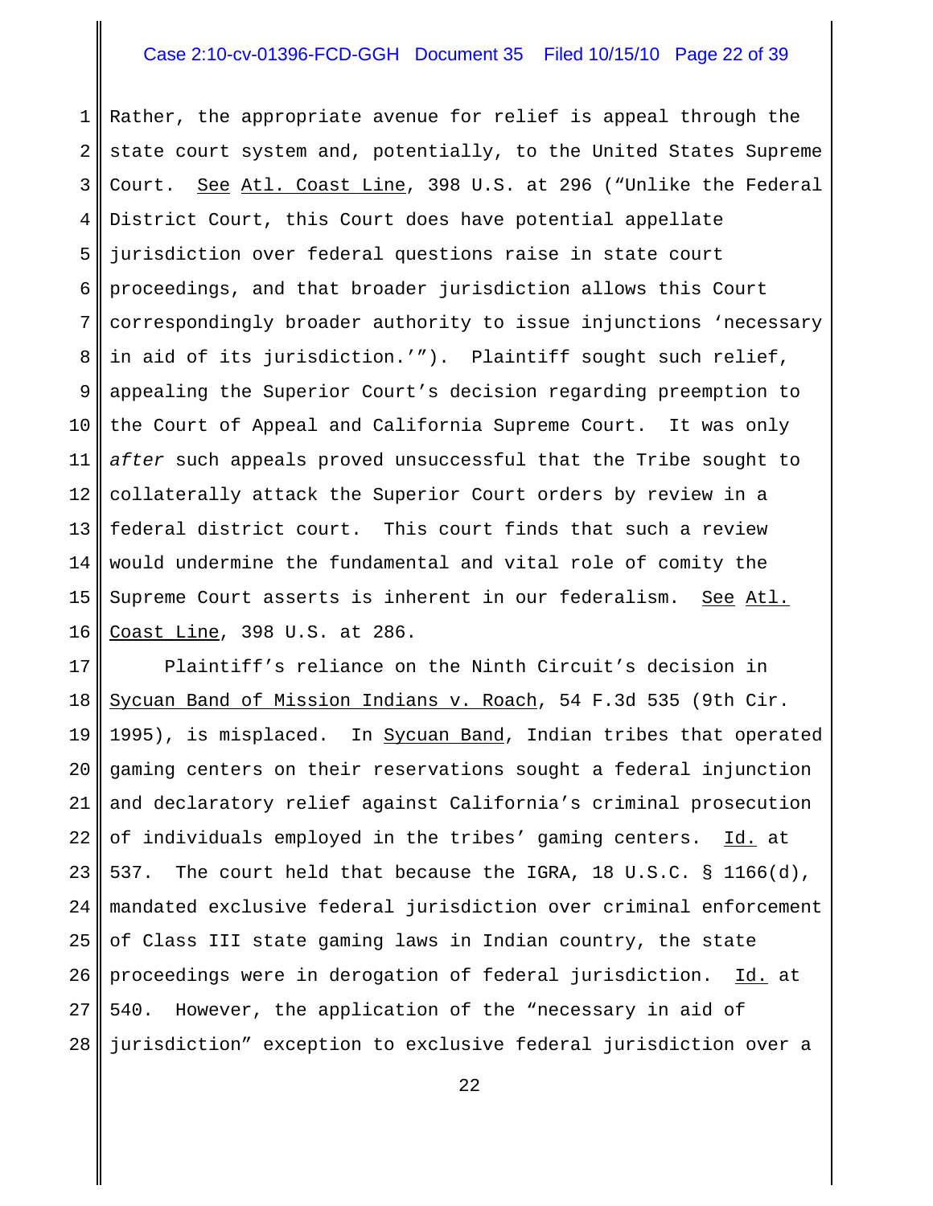Rather, the appropriate avenue for relief is appeal through the state court system and, potentially, to the United States Supreme Court. See Atl. Coast Line, 398 U.S. at 296 ("Unlike the Federal District Court, this Court does have potential appellate jurisdiction over federal questions raise in state court proceedings, and that broader jurisdiction allows this Court correspondingly broader authority to issue injunctions 'necessary in aid of its jurisdiction.'"). Plaintiff sought such relief, appealing the Superior Court's decision regarding preemption to the Court of Appeal and California Supreme Court. It was only *after* such appeals proved unsuccessful that the Tribe sought to collaterally attack the Superior Court orders by review in a federal district court. This court finds that such a review would undermine the fundamental and vital role of comity the Supreme Court asserts is inherent in our federalism. See Atl. Coast Line, 398 U.S. at 286.

Plaintiff's reliance on the Ninth Circuit's decision in Sycuan Band of Mission Indians v. Roach, 54 F.3d 535 (9th Cir. 1995), is misplaced. In Sycuan Band, Indian tribes that operated gaming centers on their reservations sought a federal injunction and declaratory relief against California's criminal prosecution of individuals employed in the tribes' gaming centers. Id. at 537. The court held that because the IGRA, 18 U.S.C. § 1166(d), mandated exclusive federal jurisdiction over criminal enforcement of Class III state gaming laws in Indian country, the state proceedings were in derogation of federal jurisdiction. Id. at 540. However, the application of the "necessary in aid of jurisdiction" exception to exclusive federal jurisdiction over a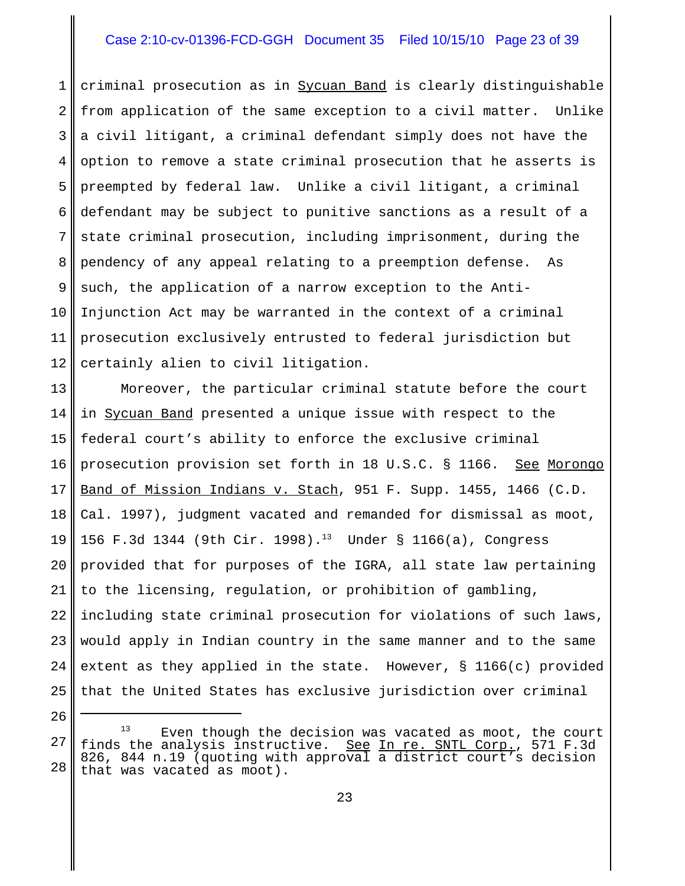criminal prosecution as in Sycuan Band is clearly distinguishable from application of the same exception to a civil matter. Unlike a civil litigant, a criminal defendant simply does not have the option to remove a state criminal prosecution that he asserts is preempted by federal law. Unlike a civil litigant, a criminal defendant may be subject to punitive sanctions as a result of a state criminal prosecution, including imprisonment, during the pendency of any appeal relating to a preemption defense. As such, the application of a narrow exception to the Anti-Injunction Act may be warranted in the context of a criminal prosecution exclusively entrusted to federal jurisdiction but certainly alien to civil litigation.

Moreover, the particular criminal statute before the court in Sycuan Band presented a unique issue with respect to the federal court's ability to enforce the exclusive criminal prosecution provision set forth in 18 U.S.C. § 1166. See Morongo Band of Mission Indians v. Stach, 951 F. Supp. 1455, 1466 (C.D. Cal. 1997), judgment vacated and remanded for dismissal as moot, 156 F.3d 1344 (9th Cir. 1998).[13] Under § 1166(a), Congress provided that for purposes of the IGRA, all state law pertaining to the licensing, regulation, or prohibition of gambling, including state criminal prosecution for violations of such laws, would apply in Indian country in the same manner and to the same extent as they applied in the state. However, § 1166(c) provided that the United States has exclusive jurisdiction over criminal

---

[13] Even though the decision was vacated as moot, the court finds the analysis instructive. See In re. SNTL Corp., 571 F.3d 826, 844 n.19 (quoting with approval a district court's decision that was vacated as moot).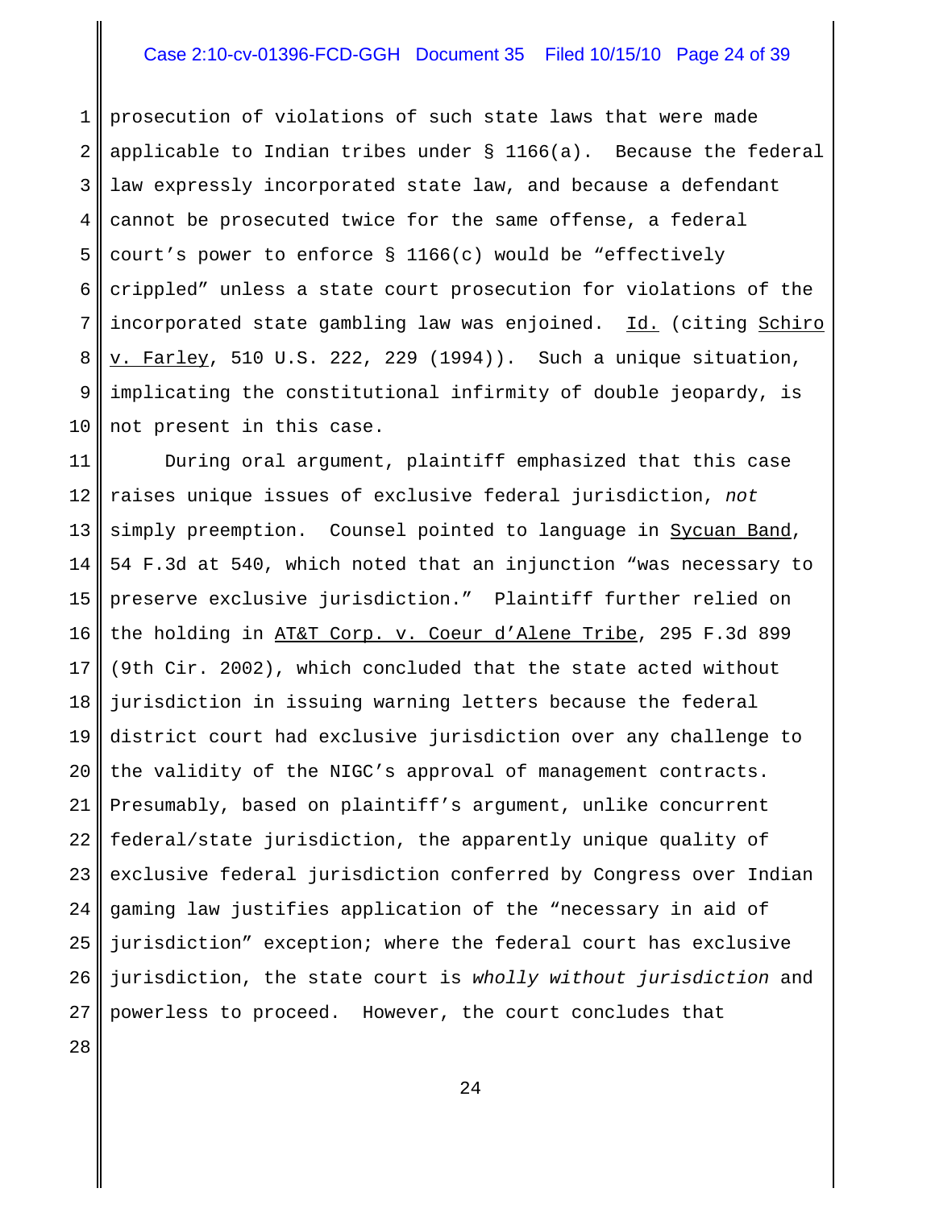prosecution of violations of such state laws that were made applicable to Indian tribes under § 1166(a). Because the federal law expressly incorporated state law, and because a defendant cannot be prosecuted twice for the same offense, a federal court's power to enforce § 1166(c) would be "effectively crippled" unless a state court prosecution for violations of the incorporated state gambling law was enjoined. Id. (citing Schiro v. Farley, 510 U.S. 222, 229 (1994)). Such a unique situation, implicating the constitutional infirmity of double jeopardy, is not present in this case.

During oral argument, plaintiff emphasized that this case raises unique issues of exclusive federal jurisdiction, *not* simply preemption. Counsel pointed to language in Sycuan Band, 54 F.3d at 540, which noted that an injunction "was necessary to preserve exclusive jurisdiction." Plaintiff further relied on the holding in AT&T Corp. v. Coeur d'Alene Tribe, 295 F.3d 899 (9th Cir. 2002), which concluded that the state acted without jurisdiction in issuing warning letters because the federal district court had exclusive jurisdiction over any challenge to the validity of the NIGC's approval of management contracts. Presumably, based on plaintiff's argument, unlike concurrent federal/state jurisdiction, the apparently unique quality of exclusive federal jurisdiction conferred by Congress over Indian gaming law justifies application of the "necessary in aid of jurisdiction" exception; where the federal court has exclusive jurisdiction, the state court is *wholly without jurisdiction* and powerless to proceed. However, the court concludes that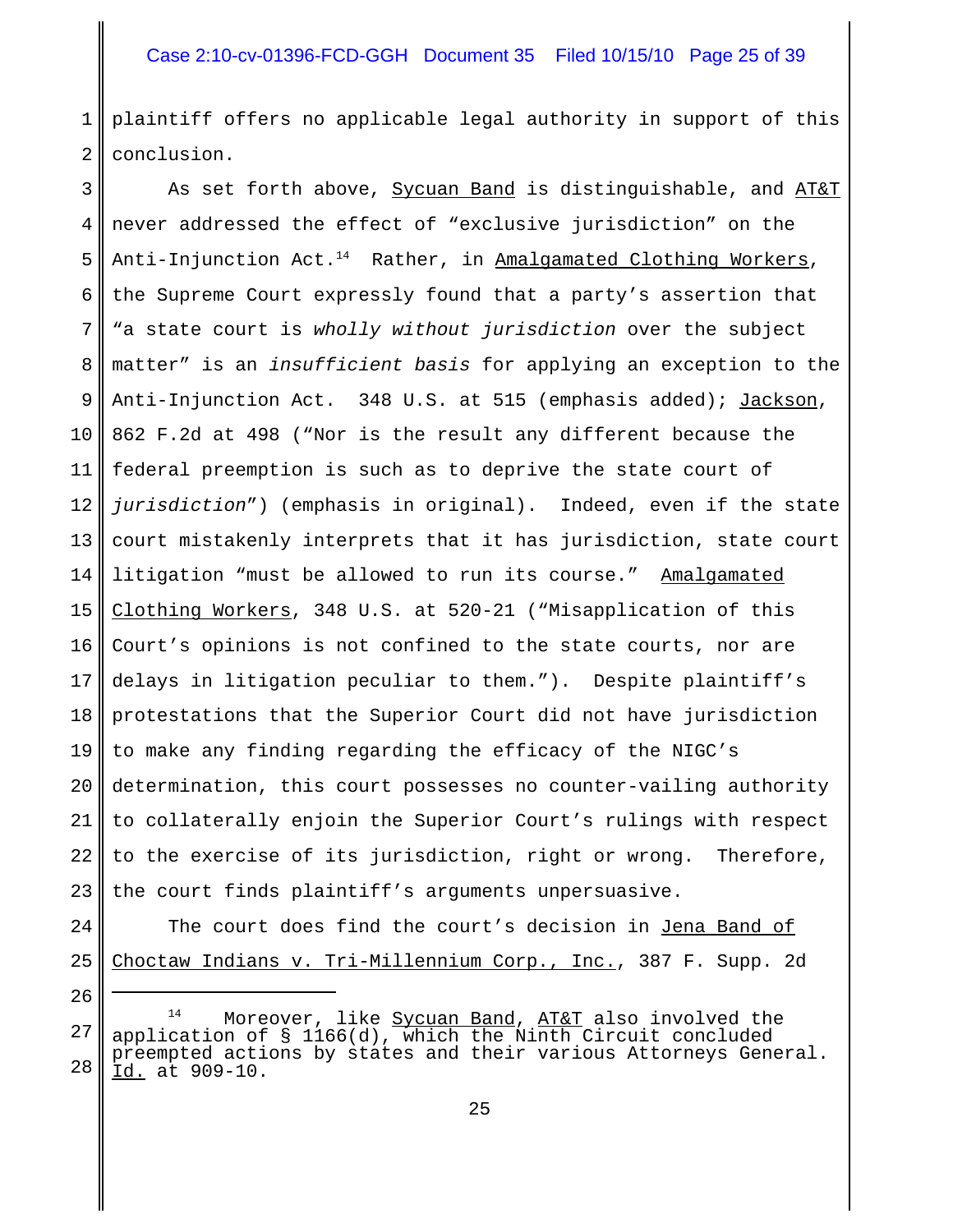plaintiff offers no applicable legal authority in support of this conclusion.

As set forth above, Sycuan Band is distinguishable, and AT&T never addressed the effect of "exclusive jurisdiction" on the Anti-Injunction Act.[14] Rather, in Amalgamated Clothing Workers, the Supreme Court expressly found that a party's assertion that "a state court is *wholly without jurisdiction* over the subject matter" is an *insufficient basis* for applying an exception to the Anti-Injunction Act. 348 U.S. at 515 (emphasis added); Jackson, 862 F.2d at 498 ("Nor is the result any different because the federal preemption is such as to deprive the state court of *jurisdiction*") (emphasis in original). Indeed, even if the state court mistakenly interprets that it has jurisdiction, state court litigation "must be allowed to run its course." Amalgamated Clothing Workers, 348 U.S. at 520-21 ("Misapplication of this Court's opinions is not confined to the state courts, nor are delays in litigation peculiar to them."). Despite plaintiff's protestations that the Superior Court did not have jurisdiction to make any finding regarding the efficacy of the NIGC's determination, this court possesses no counter-vailing authority to collaterally enjoin the Superior Court's rulings with respect to the exercise of its jurisdiction, right or wrong. Therefore, the court finds plaintiff's arguments unpersuasive.

The court does find the court's decision in Jena Band of Choctaw Indians v. Tri-Millennium Corp., Inc., 387 F. Supp. 2d

---

[14] Moreover, like Sycuan Band, AT&T also involved the application of § 1166(d), which the Ninth Circuit concluded preempted actions by states and their various Attorneys General. Id. at 909-10.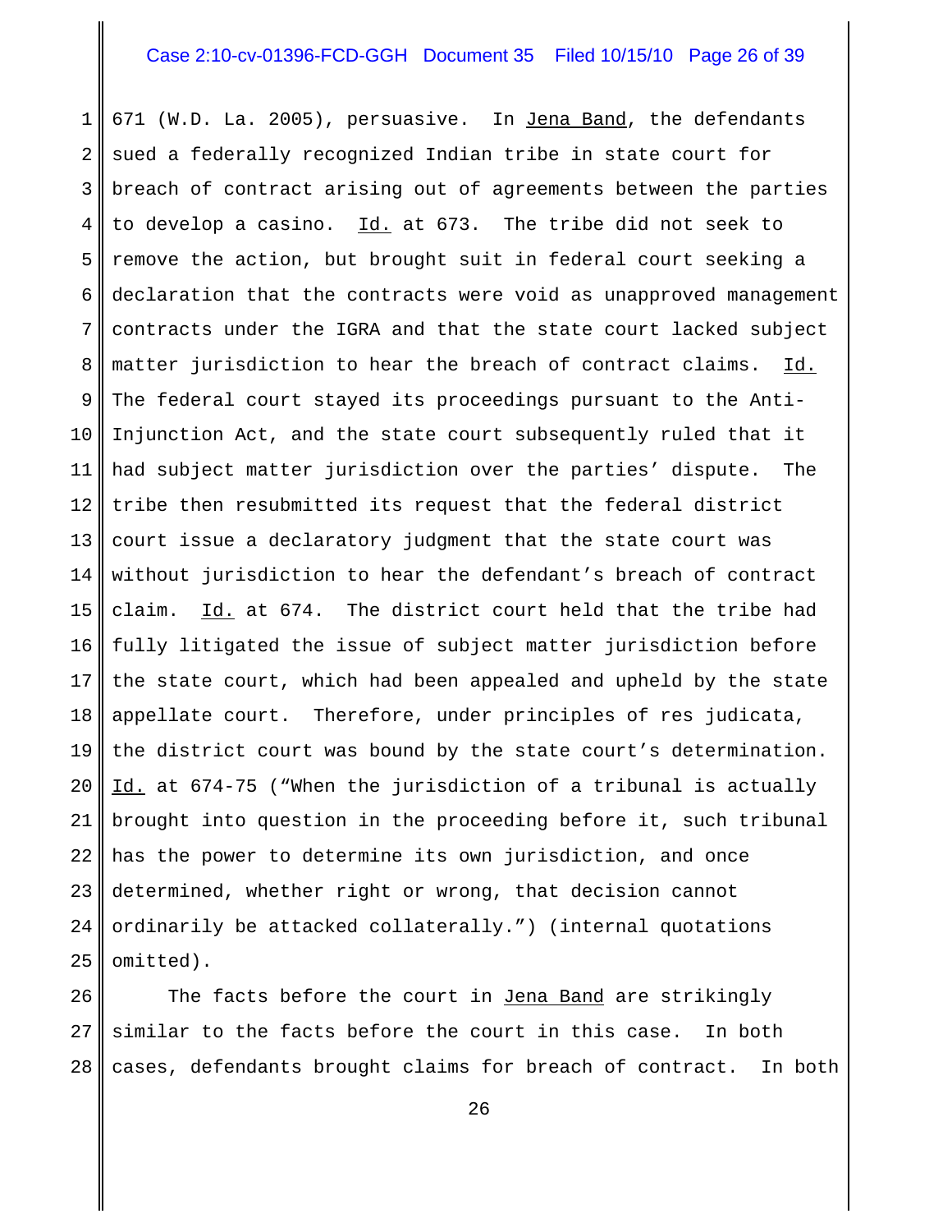671 (W.D. La. 2005), persuasive. In Jena Band, the defendants sued a federally recognized Indian tribe in state court for breach of contract arising out of agreements between the parties to develop a casino. Id. at 673. The tribe did not seek to remove the action, but brought suit in federal court seeking a declaration that the contracts were void as unapproved management contracts under the IGRA and that the state court lacked subject matter jurisdiction to hear the breach of contract claims. Id. The federal court stayed its proceedings pursuant to the Anti-Injunction Act, and the state court subsequently ruled that it had subject matter jurisdiction over the parties' dispute. The tribe then resubmitted its request that the federal district court issue a declaratory judgment that the state court was without jurisdiction to hear the defendant's breach of contract claim. Id. at 674. The district court held that the tribe had fully litigated the issue of subject matter jurisdiction before the state court, which had been appealed and upheld by the state appellate court. Therefore, under principles of res judicata, the district court was bound by the state court's determination. Id. at 674-75 ("When the jurisdiction of a tribunal is actually brought into question in the proceeding before it, such tribunal has the power to determine its own jurisdiction, and once determined, whether right or wrong, that decision cannot ordinarily be attacked collaterally.") (internal quotations omitted).

The facts before the court in Jena Band are strikingly similar to the facts before the court in this case. In both cases, defendants brought claims for breach of contract. In both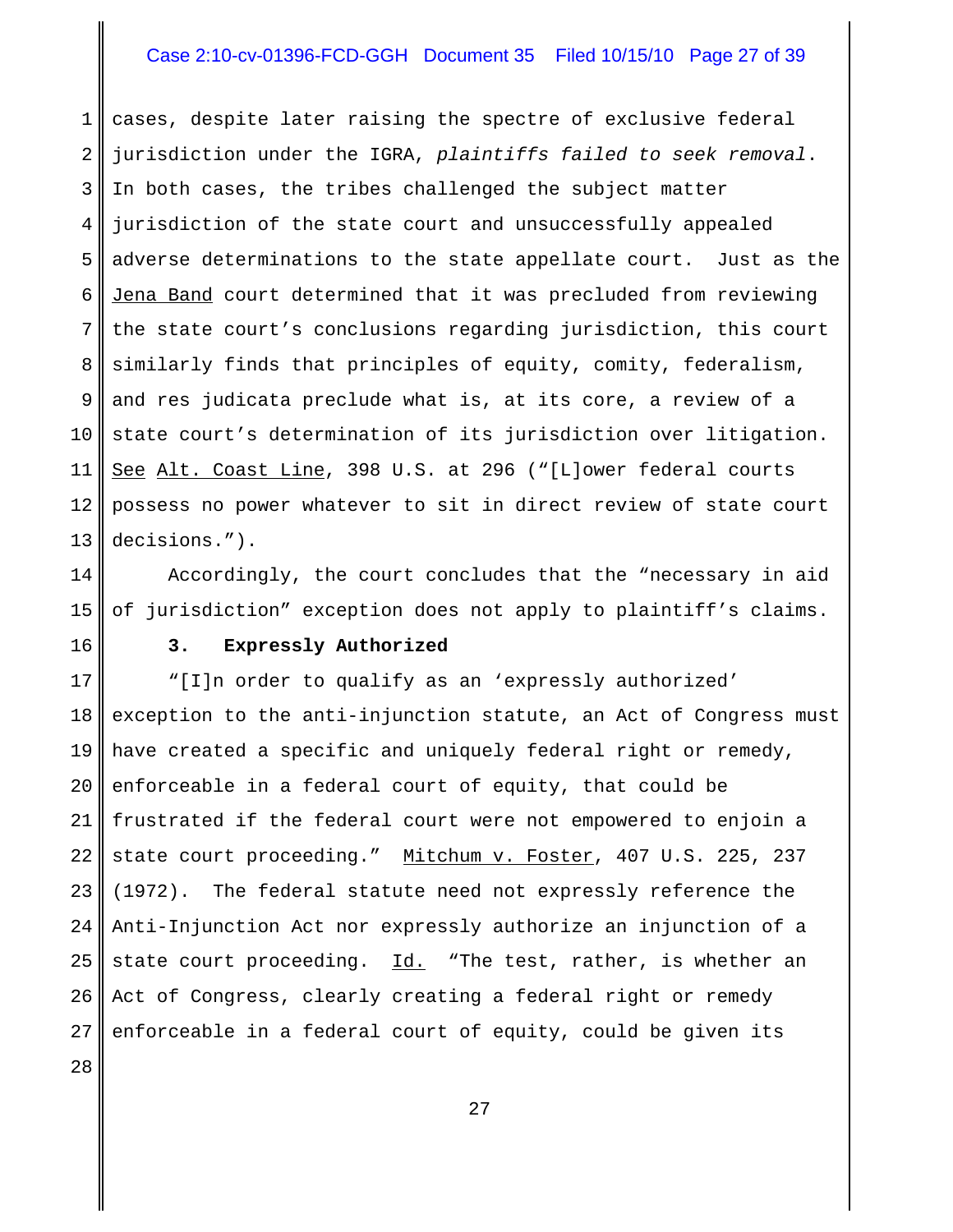cases, despite later raising the spectre of exclusive federal jurisdiction under the IGRA, *plaintiffs failed to seek removal*. In both cases, the tribes challenged the subject matter jurisdiction of the state court and unsuccessfully appealed adverse determinations to the state appellate court. Just as the Jena Band court determined that it was precluded from reviewing the state court's conclusions regarding jurisdiction, this court similarly finds that principles of equity, comity, federalism, and res judicata preclude what is, at its core, a review of a state court's determination of its jurisdiction over litigation. See Alt. Coast Line, 398 U.S. at 296 ("[L]ower federal courts possess no power whatever to sit in direct review of state court decisions.").

Accordingly, the court concludes that the "necessary in aid of jurisdiction" exception does not apply to plaintiff's claims.

### 3. Expressly Authorized

"[I]n order to qualify as an 'expressly authorized' exception to the anti-injunction statute, an Act of Congress must have created a specific and uniquely federal right or remedy, enforceable in a federal court of equity, that could be frustrated if the federal court were not empowered to enjoin a state court proceeding." Mitchum v. Foster, 407 U.S. 225, 237 (1972). The federal statute need not expressly reference the Anti-Injunction Act nor expressly authorize an injunction of a state court proceeding. Id. "The test, rather, is whether an Act of Congress, clearly creating a federal right or remedy enforceable in a federal court of equity, could be given its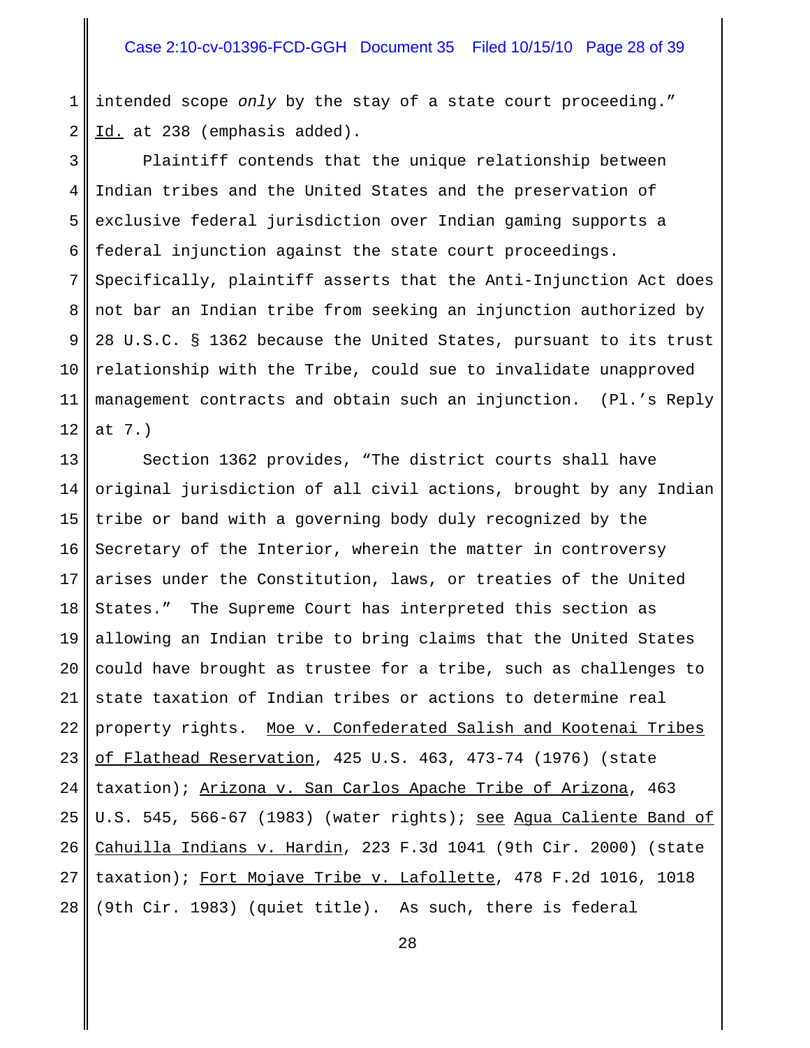intended scope *only* by the stay of a state court proceeding." Id. at 238 (emphasis added).

Plaintiff contends that the unique relationship between Indian tribes and the United States and the preservation of exclusive federal jurisdiction over Indian gaming supports a federal injunction against the state court proceedings. Specifically, plaintiff asserts that the Anti-Injunction Act does not bar an Indian tribe from seeking an injunction authorized by 28 U.S.C. § 1362 because the United States, pursuant to its trust relationship with the Tribe, could sue to invalidate unapproved management contracts and obtain such an injunction. (Pl.'s Reply at 7.)

Section 1362 provides, "The district courts shall have original jurisdiction of all civil actions, brought by any Indian tribe or band with a governing body duly recognized by the Secretary of the Interior, wherein the matter in controversy arises under the Constitution, laws, or treaties of the United States." The Supreme Court has interpreted this section as allowing an Indian tribe to bring claims that the United States could have brought as trustee for a tribe, such as challenges to state taxation of Indian tribes or actions to determine real property rights. Moe v. Confederated Salish and Kootenai Tribes of Flathead Reservation, 425 U.S. 463, 473-74 (1976) (state taxation); Arizona v. San Carlos Apache Tribe of Arizona, 463 U.S. 545, 566-67 (1983) (water rights); see Agua Caliente Band of Cahuilla Indians v. Hardin, 223 F.3d 1041 (9th Cir. 2000) (state taxation); Fort Mojave Tribe v. Lafollette, 478 F.2d 1016, 1018 (9th Cir. 1983) (quiet title). As such, there is federal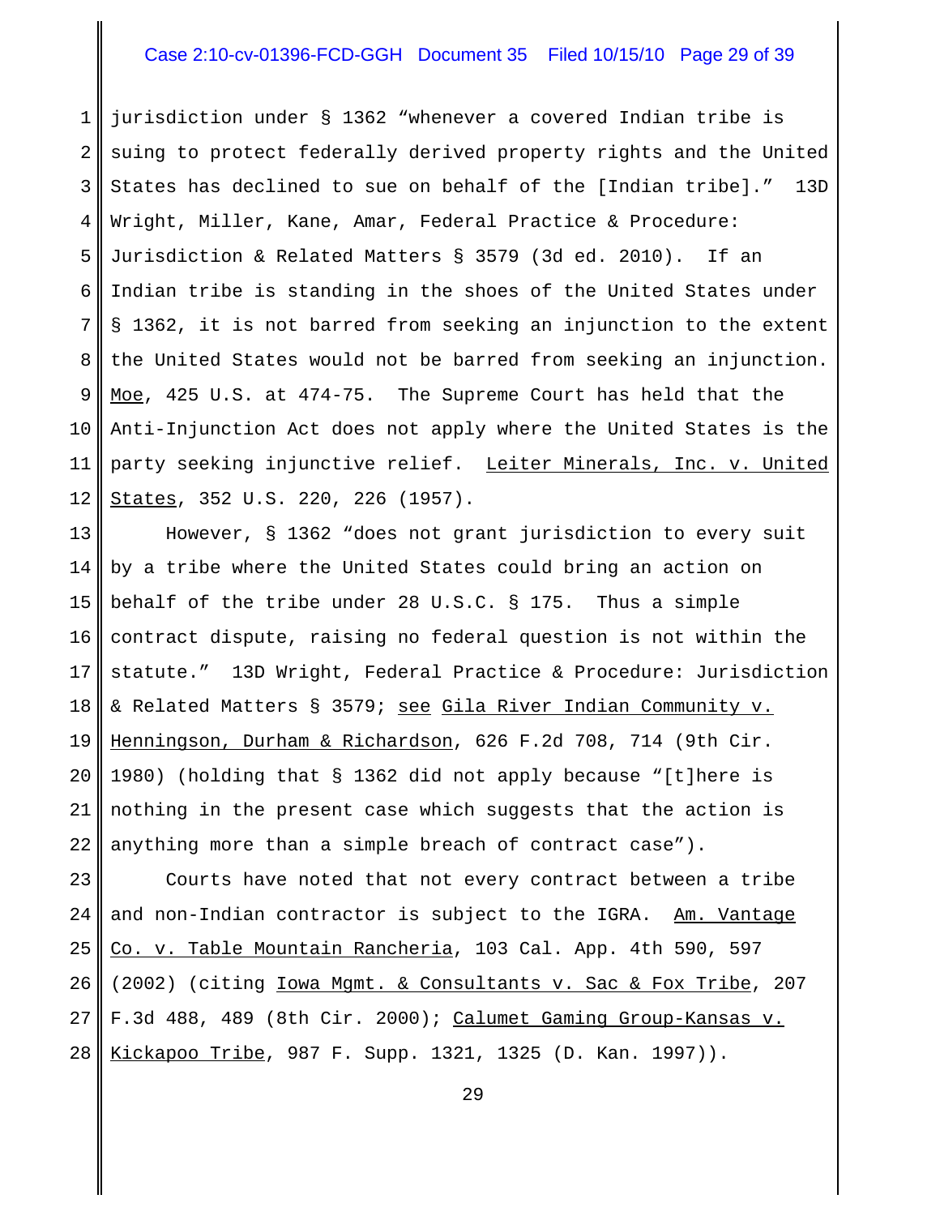jurisdiction under § 1362 "whenever a covered Indian tribe is suing to protect federally derived property rights and the United States has declined to sue on behalf of the [Indian tribe]." 13D Wright, Miller, Kane, Amar, Federal Practice & Procedure: Jurisdiction & Related Matters § 3579 (3d ed. 2010). If an Indian tribe is standing in the shoes of the United States under § 1362, it is not barred from seeking an injunction to the extent the United States would not be barred from seeking an injunction. Moe, 425 U.S. at 474-75. The Supreme Court has held that the Anti-Injunction Act does not apply where the United States is the party seeking injunctive relief. Leiter Minerals, Inc. v. United States, 352 U.S. 220, 226 (1957).

However, § 1362 "does not grant jurisdiction to every suit by a tribe where the United States could bring an action on behalf of the tribe under 28 U.S.C. § 175. Thus a simple contract dispute, raising no federal question is not within the statute." 13D Wright, Federal Practice & Procedure: Jurisdiction & Related Matters § 3579; see Gila River Indian Community v. Henningson, Durham & Richardson, 626 F.2d 708, 714 (9th Cir. 1980) (holding that § 1362 did not apply because "[t]here is nothing in the present case which suggests that the action is anything more than a simple breach of contract case").

Courts have noted that not every contract between a tribe and non-Indian contractor is subject to the IGRA. Am. Vantage Co. v. Table Mountain Rancheria, 103 Cal. App. 4th 590, 597 (2002) (citing Iowa Mgmt. & Consultants v. Sac & Fox Tribe, 207 F.3d 488, 489 (8th Cir. 2000); Calumet Gaming Group-Kansas v. Kickapoo Tribe, 987 F. Supp. 1321, 1325 (D. Kan. 1997)).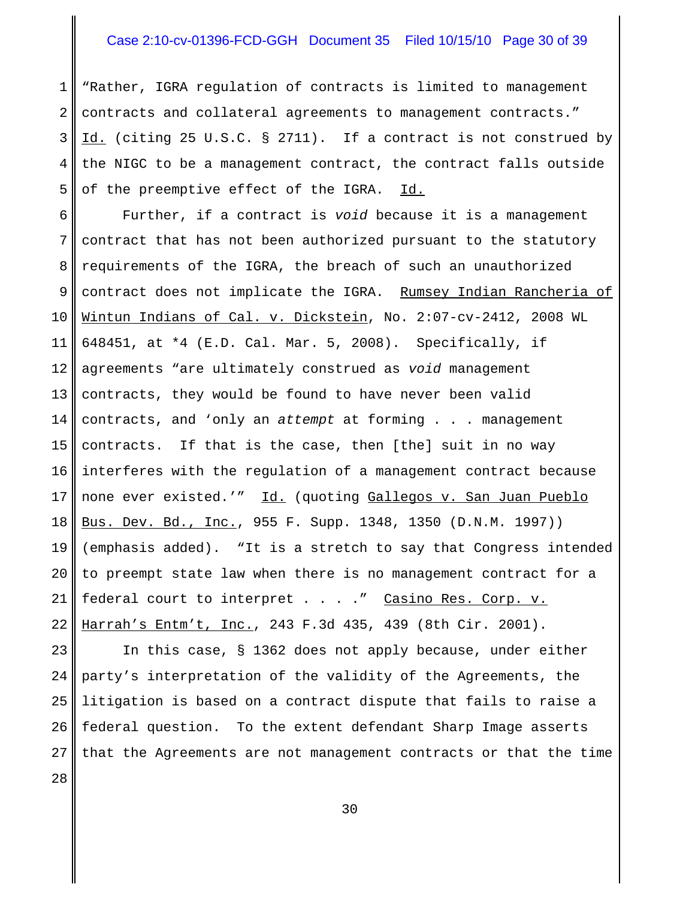"Rather, IGRA regulation of contracts is limited to management contracts and collateral agreements to management contracts." Id. (citing 25 U.S.C. § 2711). If a contract is not construed by the NIGC to be a management contract, the contract falls outside of the preemptive effect of the IGRA. Id.

Further, if a contract is *void* because it is a management contract that has not been authorized pursuant to the statutory requirements of the IGRA, the breach of such an unauthorized contract does not implicate the IGRA. Rumsey Indian Rancheria of Wintun Indians of Cal. v. Dickstein, No. 2:07-cv-2412, 2008 WL 648451, at *4 (E.D. Cal. Mar. 5, 2008). Specifically, if agreements "are ultimately construed as *void* management contracts, they would be found to have never been valid contracts, and 'only an *attempt* at forming . . . management contracts. If that is the case, then [the] suit in no way interferes with the regulation of a management contract because none ever existed.'" Id. (quoting Gallegos v. San Juan Pueblo Bus. Dev. Bd., Inc., 955 F. Supp. 1348, 1350 (D.N.M. 1997)) (emphasis added). "It is a stretch to say that Congress intended to preempt state law when there is no management contract for a federal court to interpret . . . ." Casino Res. Corp. v. Harrah's Entm't, Inc., 243 F.3d 435, 439 (8th Cir. 2001).

In this case, § 1362 does not apply because, under either party's interpretation of the validity of the Agreements, the litigation is based on a contract dispute that fails to raise a federal question. To the extent defendant Sharp Image asserts that the Agreements are not management contracts or that the time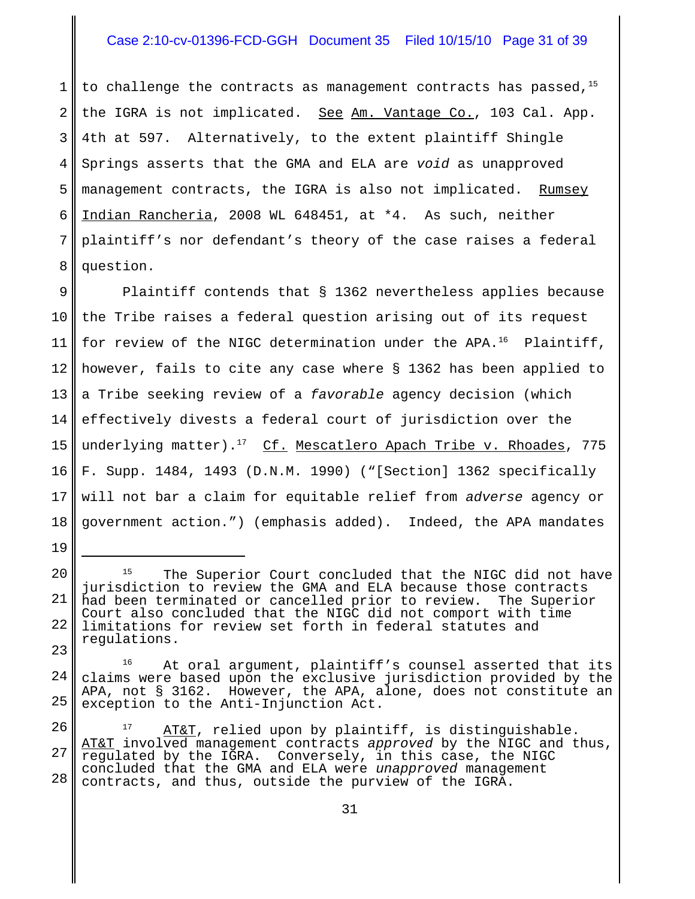to challenge the contracts as management contracts has passed,[15] the IGRA is not implicated. See Am. Vantage Co., 103 Cal. App. 4th at 597. Alternatively, to the extent plaintiff Shingle Springs asserts that the GMA and ELA are *void* as unapproved management contracts, the IGRA is also not implicated. Rumsey Indian Rancheria, 2008 WL 648451, at *4. As such, neither plaintiff's nor defendant's theory of the case raises a federal question.

Plaintiff contends that § 1362 nevertheless applies because the Tribe raises a federal question arising out of its request for review of the NIGC determination under the APA.[16] Plaintiff, however, fails to cite any case where § 1362 has been applied to a Tribe seeking review of a *favorable* agency decision (which effectively divests a federal court of jurisdiction over the underlying matter).[17] Cf. Mescatlero Apach Tribe v. Rhoades, 775 F. Supp. 1484, 1493 (D.N.M. 1990) ("[Section] 1362 specifically will not bar a claim for equitable relief from *adverse* agency or government action.") (emphasis added). Indeed, the APA mandates

---

[15] The Superior Court concluded that the NIGC did not have jurisdiction to review the GMA and ELA because those contracts had been terminated or cancelled prior to review. The Superior Court also concluded that the NIGC did not comport with time limitations for review set forth in federal statutes and regulations.

[16] At oral argument, plaintiff's counsel asserted that its claims were based upon the exclusive jurisdiction provided by the APA, not § 3162. However, the APA, alone, does not constitute an exception to the Anti-Injunction Act.

[17] AT&T, relied upon by plaintiff, is distinguishable. AT&T involved management contracts *approved* by the NIGC and thus, regulated by the IGRA. Conversely, in this case, the NIGC concluded that the GMA and ELA were *unapproved* management contracts, and thus, outside the purview of the IGRA.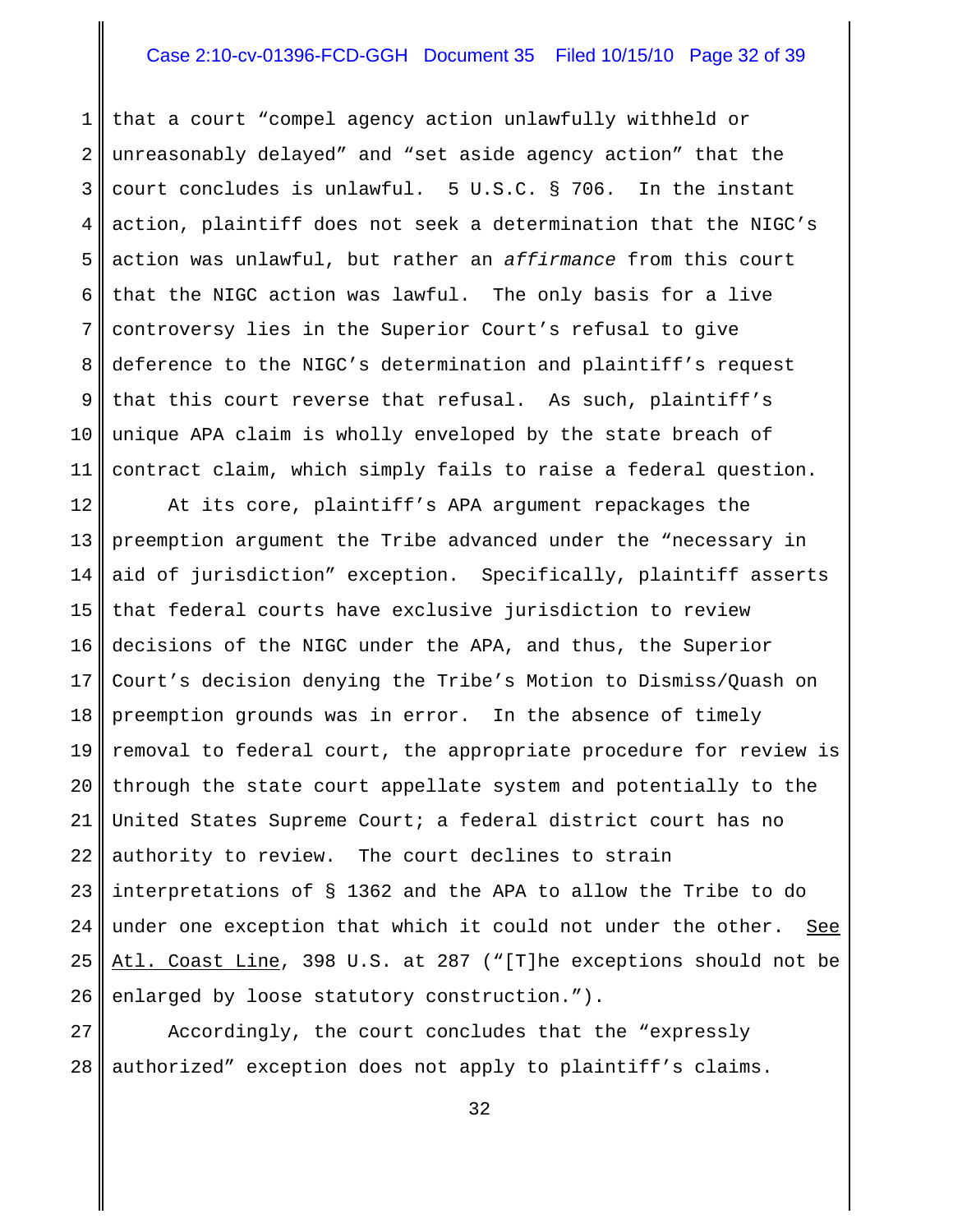that a court "compel agency action unlawfully withheld or unreasonably delayed" and "set aside agency action" that the court concludes is unlawful. 5 U.S.C. § 706. In the instant action, plaintiff does not seek a determination that the NIGC's action was unlawful, but rather an *affirmance* from this court that the NIGC action was lawful. The only basis for a live controversy lies in the Superior Court's refusal to give deference to the NIGC's determination and plaintiff's request that this court reverse that refusal. As such, plaintiff's unique APA claim is wholly enveloped by the state breach of contract claim, which simply fails to raise a federal question.

At its core, plaintiff's APA argument repackages the preemption argument the Tribe advanced under the "necessary in aid of jurisdiction" exception. Specifically, plaintiff asserts that federal courts have exclusive jurisdiction to review decisions of the NIGC under the APA, and thus, the Superior Court's decision denying the Tribe's Motion to Dismiss/Quash on preemption grounds was in error. In the absence of timely removal to federal court, the appropriate procedure for review is through the state court appellate system and potentially to the United States Supreme Court; a federal district court has no authority to review. The court declines to strain interpretations of § 1362 and the APA to allow the Tribe to do under one exception that which it could not under the other. See Atl. Coast Line, 398 U.S. at 287 ("[T]he exceptions should not be enlarged by loose statutory construction.").

Accordingly, the court concludes that the "expressly authorized" exception does not apply to plaintiff's claims.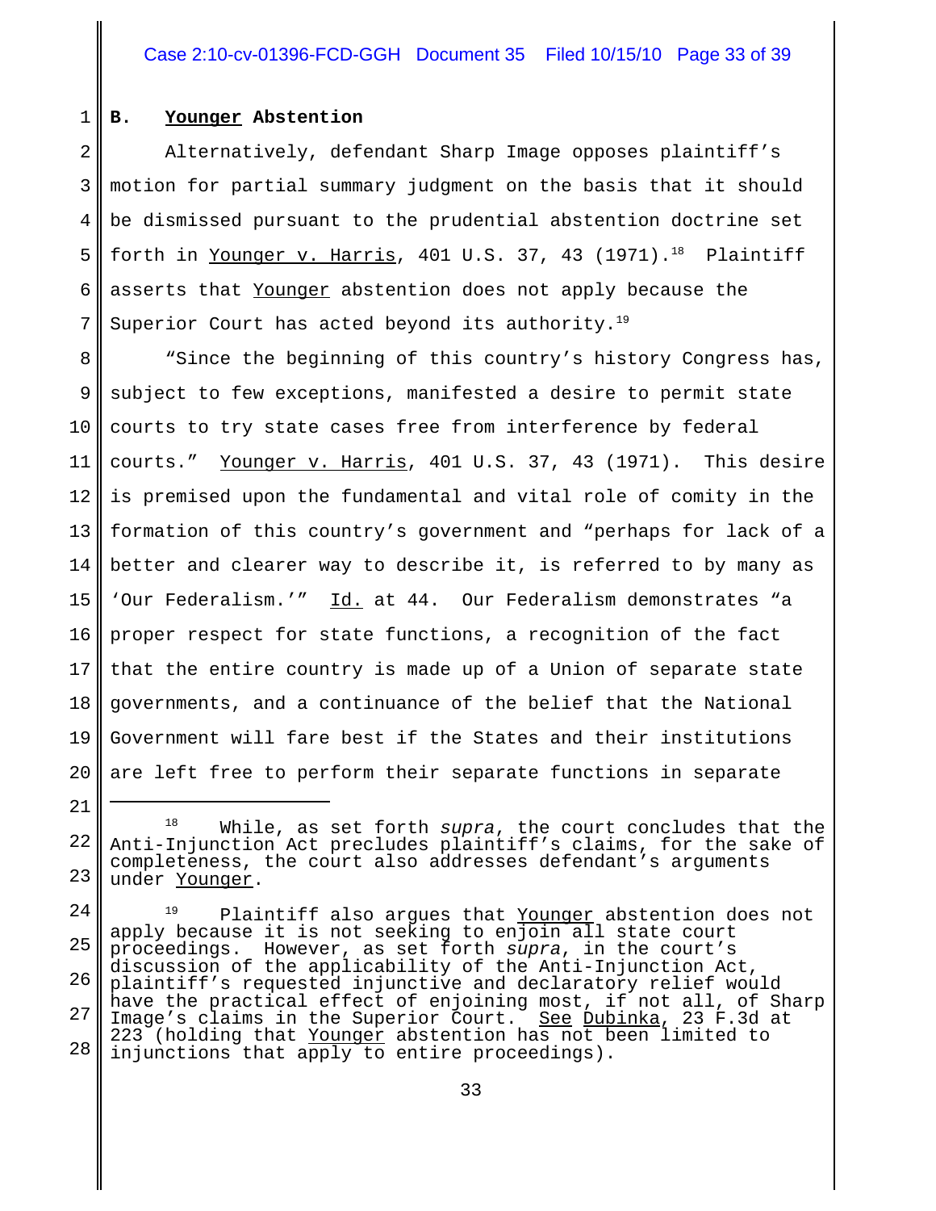### B. Younger Abstention

Alternatively, defendant Sharp Image opposes plaintiff's motion for partial summary judgment on the basis that it should be dismissed pursuant to the prudential abstention doctrine set forth in Younger v. Harris, 401 U.S. 37, 43 (1971).[18] Plaintiff asserts that Younger abstention does not apply because the Superior Court has acted beyond its authority.[19]

"Since the beginning of this country's history Congress has, subject to few exceptions, manifested a desire to permit state courts to try state cases free from interference by federal courts." Younger v. Harris, 401 U.S. 37, 43 (1971). This desire is premised upon the fundamental and vital role of comity in the formation of this country's government and "perhaps for lack of a better and clearer way to describe it, is referred to by many as 'Our Federalism.'" Id. at 44. Our Federalism demonstrates "a proper respect for state functions, a recognition of the fact that the entire country is made up of a Union of separate state governments, and a continuance of the belief that the National Government will fare best if the States and their institutions are left free to perform their separate functions in separate

---

[18] While, as set forth *supra*, the court concludes that the Anti-Injunction Act precludes plaintiff's claims, for the sake of completeness, the court also addresses defendant's arguments under Younger.

[19] Plaintiff also argues that Younger abstention does not apply because it is not seeking to enjoin all state court proceedings. However, as set forth *supra*, in the court's discussion of the applicability of the Anti-Injunction Act, plaintiff's requested injunctive and declaratory relief would have the practical effect of enjoining most, if not all, of Sharp Image's claims in the Superior Court. See Dubinka, 23 F.3d at 223 (holding that Younger abstention has not been limited to injunctions that apply to entire proceedings).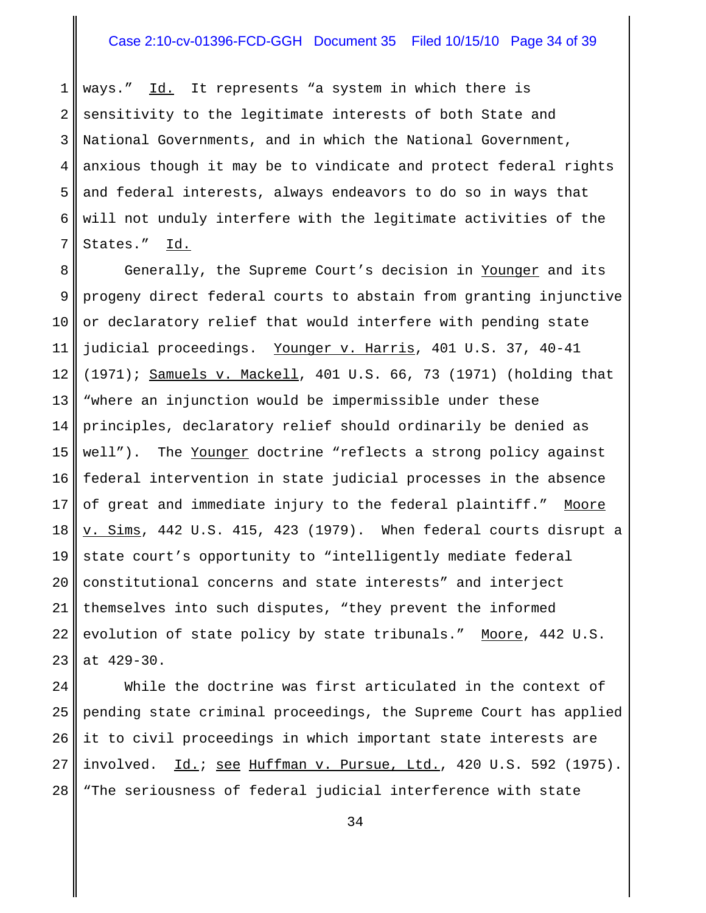ways." Id. It represents "a system in which there is sensitivity to the legitimate interests of both State and National Governments, and in which the National Government, anxious though it may be to vindicate and protect federal rights and federal interests, always endeavors to do so in ways that will not unduly interfere with the legitimate activities of the States." Id.

Generally, the Supreme Court's decision in Younger and its progeny direct federal courts to abstain from granting injunctive or declaratory relief that would interfere with pending state judicial proceedings. Younger v. Harris, 401 U.S. 37, 40-41 (1971); Samuels v. Mackell, 401 U.S. 66, 73 (1971) (holding that "where an injunction would be impermissible under these principles, declaratory relief should ordinarily be denied as well"). The Younger doctrine "reflects a strong policy against federal intervention in state judicial processes in the absence of great and immediate injury to the federal plaintiff." Moore v. Sims, 442 U.S. 415, 423 (1979). When federal courts disrupt a state court's opportunity to "intelligently mediate federal constitutional concerns and state interests" and interject themselves into such disputes, "they prevent the informed evolution of state policy by state tribunals." Moore, 442 U.S. at 429-30.

While the doctrine was first articulated in the context of pending state criminal proceedings, the Supreme Court has applied it to civil proceedings in which important state interests are involved. Id.; see Huffman v. Pursue, Ltd., 420 U.S. 592 (1975). "The seriousness of federal judicial interference with state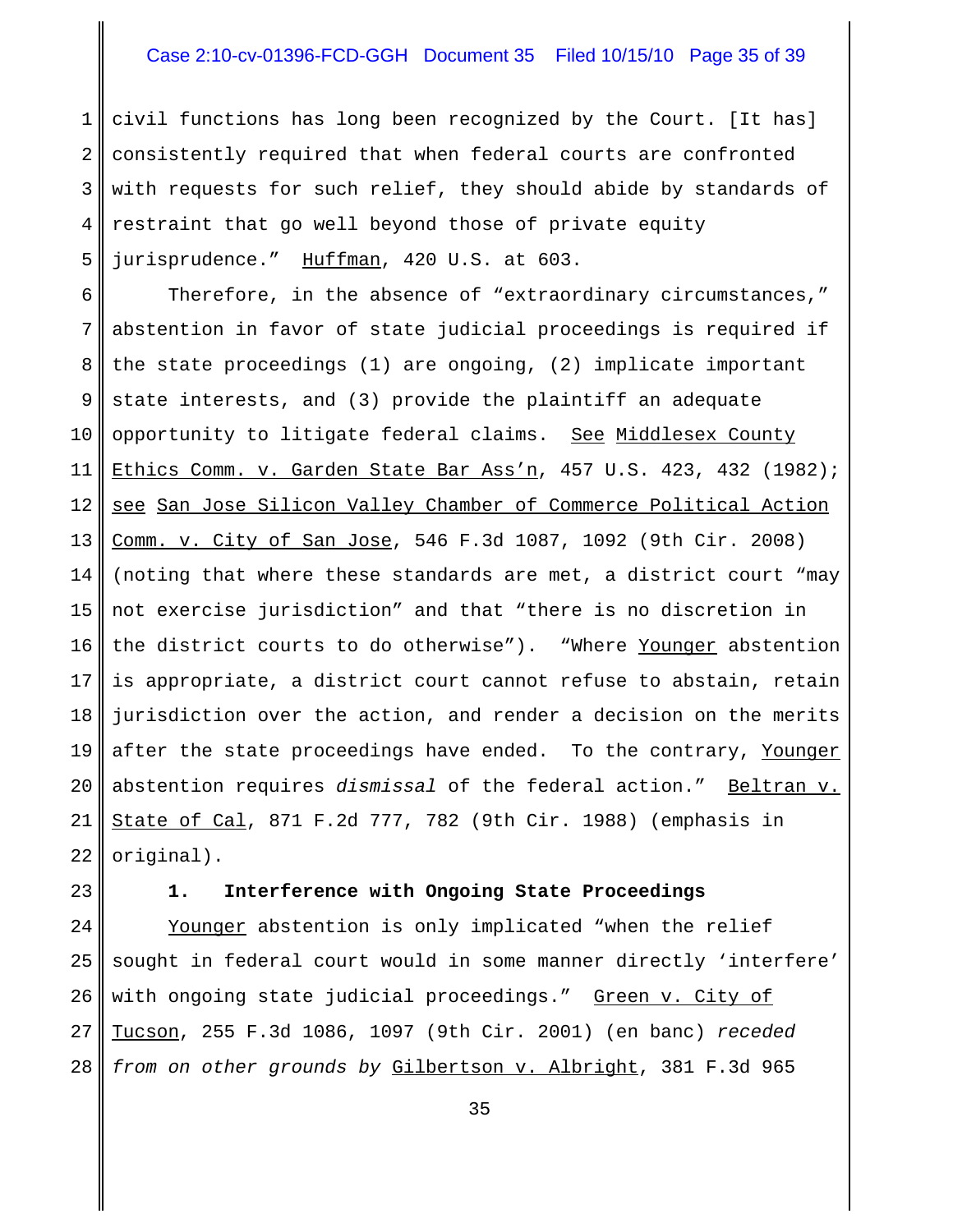civil functions has long been recognized by the Court. [It has] consistently required that when federal courts are confronted with requests for such relief, they should abide by standards of restraint that go well beyond those of private equity jurisprudence." Huffman, 420 U.S. at 603.

Therefore, in the absence of "extraordinary circumstances," abstention in favor of state judicial proceedings is required if the state proceedings (1) are ongoing, (2) implicate important state interests, and (3) provide the plaintiff an adequate opportunity to litigate federal claims. See Middlesex County Ethics Comm. v. Garden State Bar Ass'n, 457 U.S. 423, 432 (1982); see San Jose Silicon Valley Chamber of Commerce Political Action Comm. v. City of San Jose, 546 F.3d 1087, 1092 (9th Cir. 2008) (noting that where these standards are met, a district court "may not exercise jurisdiction" and that "there is no discretion in the district courts to do otherwise"). "Where Younger abstention is appropriate, a district court cannot refuse to abstain, retain jurisdiction over the action, and render a decision on the merits after the state proceedings have ended. To the contrary, Younger abstention requires *dismissal* of the federal action." Beltran v. State of Cal, 871 F.2d 777, 782 (9th Cir. 1988) (emphasis in original).

### 1. Interference with Ongoing State Proceedings

Younger abstention is only implicated "when the relief sought in federal court would in some manner directly 'interfere' with ongoing state judicial proceedings." Green v. City of Tucson, 255 F.3d 1086, 1097 (9th Cir. 2001) (en banc) *receded from on other grounds by* Gilbertson v. Albright, 381 F.3d 965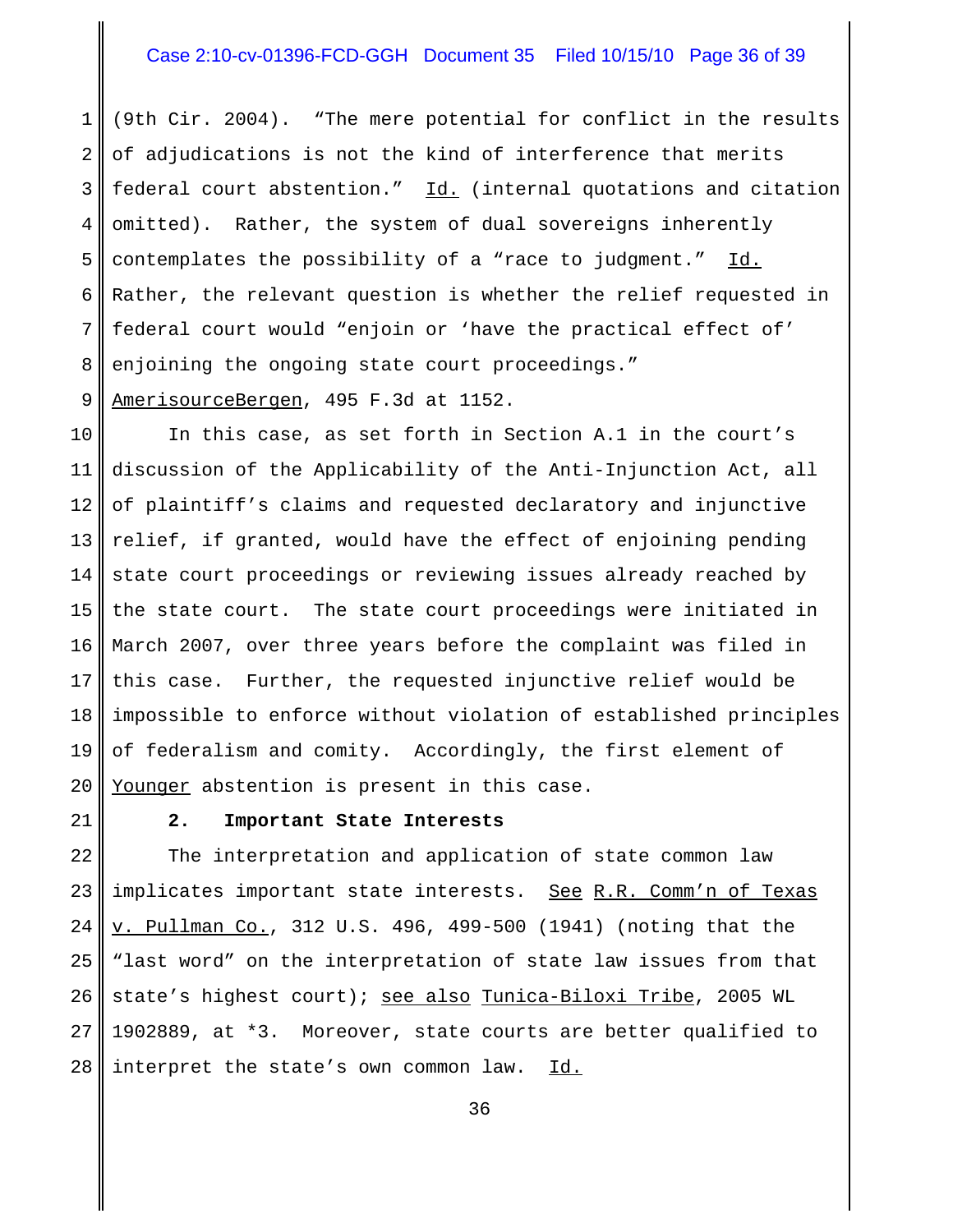(9th Cir. 2004). "The mere potential for conflict in the results of adjudications is not the kind of interference that merits federal court abstention." Id. (internal quotations and citation omitted). Rather, the system of dual sovereigns inherently contemplates the possibility of a "race to judgment." Id. Rather, the relevant question is whether the relief requested in federal court would "enjoin or 'have the practical effect of' enjoining the ongoing state court proceedings." AmerisourceBergen, 495 F.3d at 1152.

In this case, as set forth in Section A.1 in the court's discussion of the Applicability of the Anti-Injunction Act, all of plaintiff's claims and requested declaratory and injunctive relief, if granted, would have the effect of enjoining pending state court proceedings or reviewing issues already reached by the state court. The state court proceedings were initiated in March 2007, over three years before the complaint was filed in this case. Further, the requested injunctive relief would be impossible to enforce without violation of established principles of federalism and comity. Accordingly, the first element of Younger abstention is present in this case.

**2. Important State Interests**

The interpretation and application of state common law implicates important state interests. See R.R. Comm'n of Texas v. Pullman Co., 312 U.S. 496, 499-500 (1941) (noting that the "last word" on the interpretation of state law issues from that state's highest court); see also Tunica-Biloxi Tribe, 2005 WL 1902889, at *3. Moreover, state courts are better qualified to interpret the state's own common law. Id.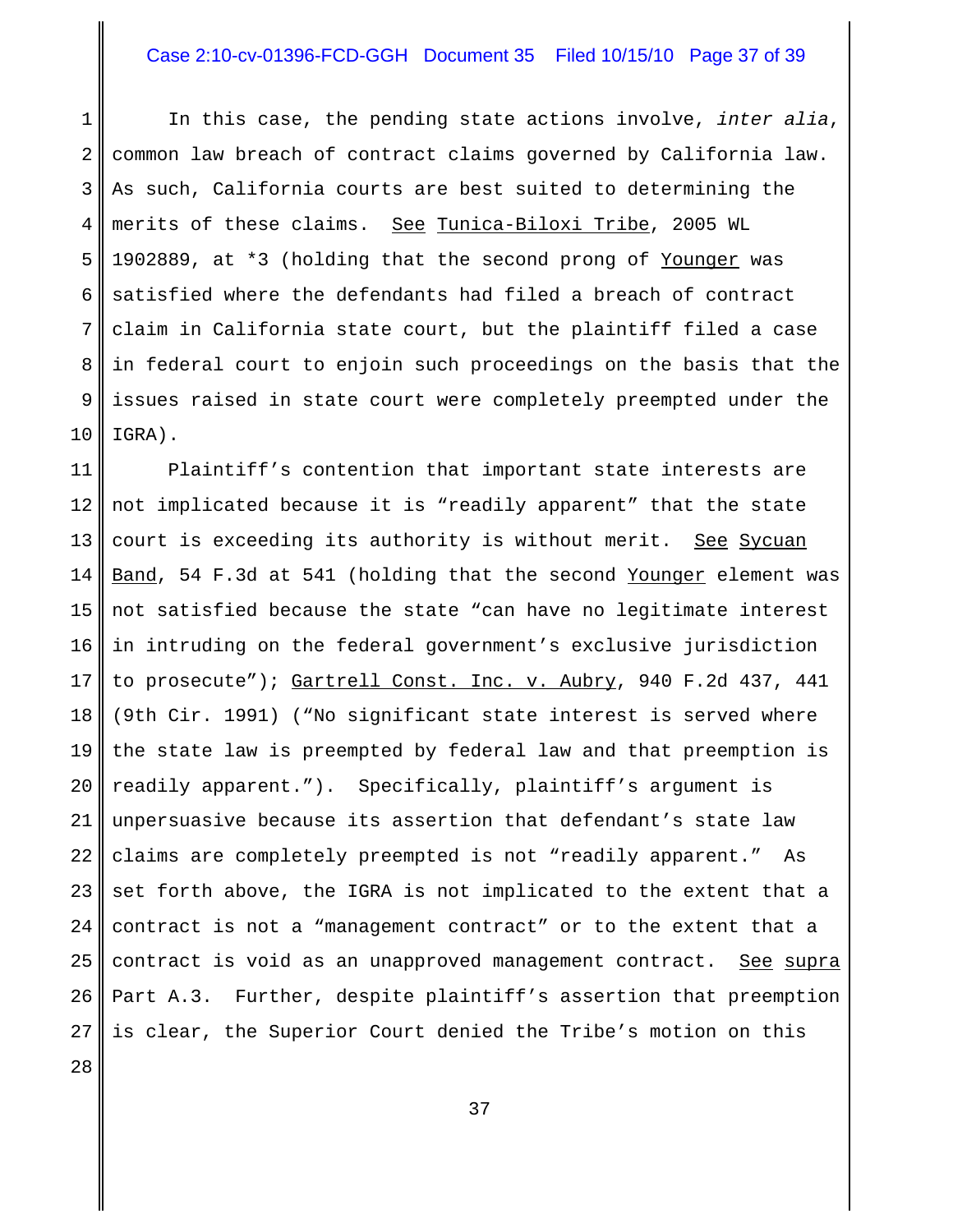In this case, the pending state actions involve, *inter alia*, common law breach of contract claims governed by California law. As such, California courts are best suited to determining the merits of these claims. See Tunica-Biloxi Tribe, 2005 WL 1902889, at *3 (holding that the second prong of Younger was satisfied where the defendants had filed a breach of contract claim in California state court, but the plaintiff filed a case in federal court to enjoin such proceedings on the basis that the issues raised in state court were completely preempted under the IGRA).

Plaintiff's contention that important state interests are not implicated because it is "readily apparent" that the state court is exceeding its authority is without merit. See Sycuan Band, 54 F.3d at 541 (holding that the second Younger element was not satisfied because the state "can have no legitimate interest in intruding on the federal government's exclusive jurisdiction to prosecute"); Gartrell Const. Inc. v. Aubry, 940 F.2d 437, 441 (9th Cir. 1991) ("No significant state interest is served where the state law is preempted by federal law and that preemption is readily apparent."). Specifically, plaintiff's argument is unpersuasive because its assertion that defendant's state law claims are completely preempted is not "readily apparent." As set forth above, the IGRA is not implicated to the extent that a contract is not a "management contract" or to the extent that a contract is void as an unapproved management contract. See supra Part A.3. Further, despite plaintiff's assertion that preemption is clear, the Superior Court denied the Tribe's motion on this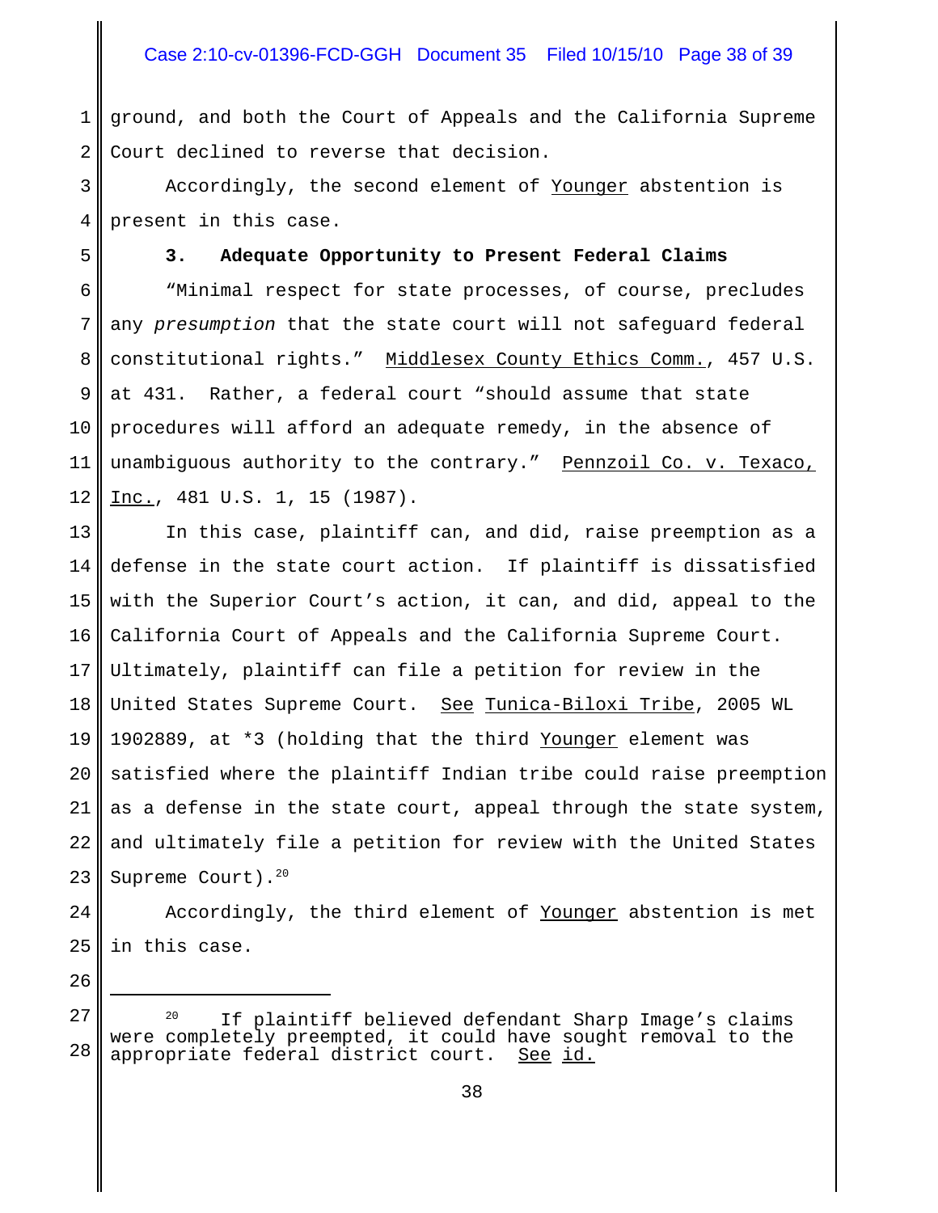ground, and both the Court of Appeals and the California Supreme Court declined to reverse that decision.

Accordingly, the second element of Younger abstention is present in this case.

### 3. Adequate Opportunity to Present Federal Claims

"Minimal respect for state processes, of course, precludes any *presumption* that the state court will not safeguard federal constitutional rights." Middlesex County Ethics Comm., 457 U.S. at 431. Rather, a federal court "should assume that state procedures will afford an adequate remedy, in the absence of unambiguous authority to the contrary." Pennzoil Co. v. Texaco, Inc., 481 U.S. 1, 15 (1987).

In this case, plaintiff can, and did, raise preemption as a defense in the state court action. If plaintiff is dissatisfied with the Superior Court's action, it can, and did, appeal to the California Court of Appeals and the California Supreme Court. Ultimately, plaintiff can file a petition for review in the United States Supreme Court. See Tunica-Biloxi Tribe, 2005 WL 1902889, at *3 (holding that the third Younger element was satisfied where the plaintiff Indian tribe could raise preemption as a defense in the state court, appeal through the state system, and ultimately file a petition for review with the United States Supreme Court).[20]

Accordingly, the third element of Younger abstention is met in this case.

---

[20] If plaintiff believed defendant Sharp Image's claims were completely preempted, it could have sought removal to the appropriate federal district court. See id.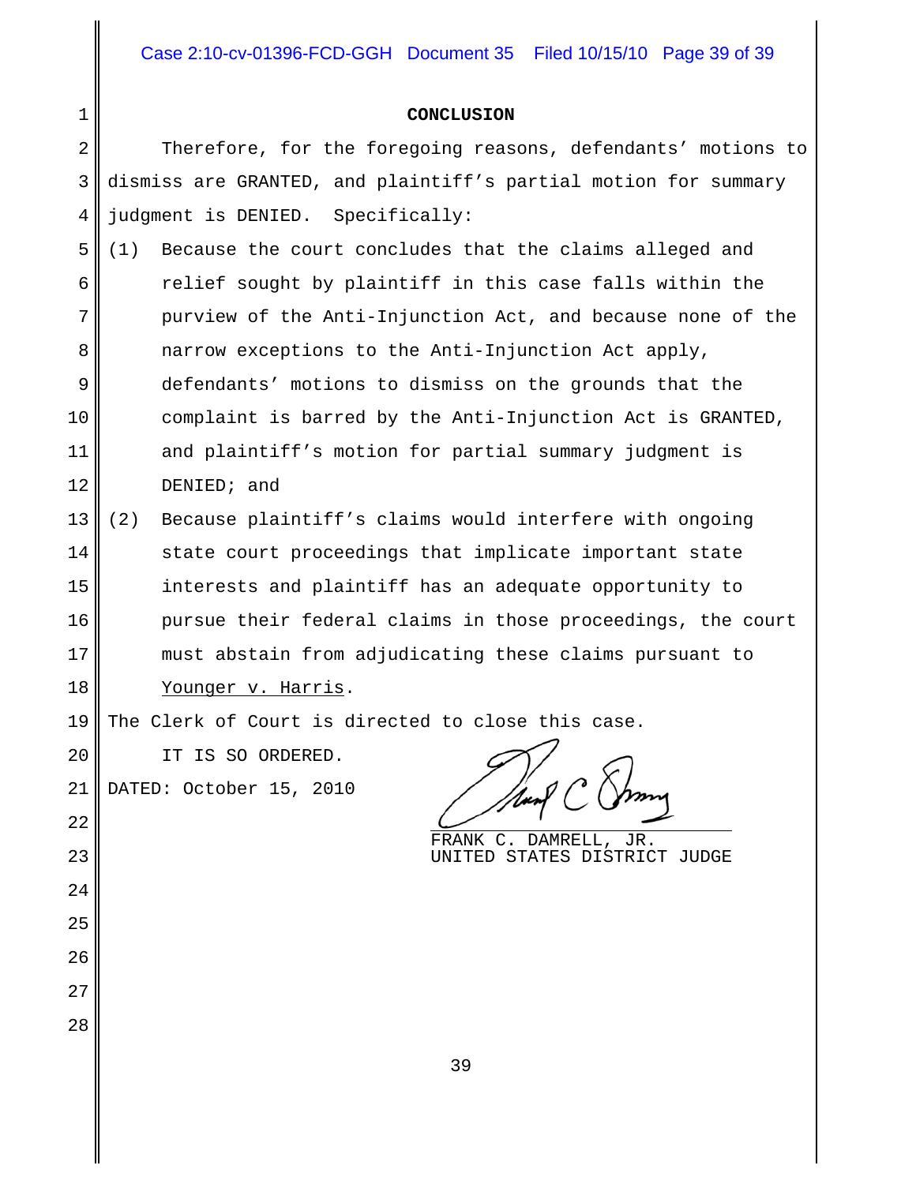**CONCLUSION**

Therefore, for the foregoing reasons, defendants' motions to dismiss are GRANTED, and plaintiff's partial motion for summary judgment is DENIED. Specifically:

(1) Because the court concludes that the claims alleged and relief sought by plaintiff in this case falls within the purview of the Anti-Injunction Act, and because none of the narrow exceptions to the Anti-Injunction Act apply, defendants' motions to dismiss on the grounds that the complaint is barred by the Anti-Injunction Act is GRANTED, and plaintiff's motion for partial summary judgment is DENIED; and

(2) Because plaintiff's claims would interfere with ongoing state court proceedings that implicate important state interests and plaintiff has an adequate opportunity to pursue their federal claims in those proceedings, the court must abstain from adjudicating these claims pursuant to Younger v. Harris.

The Clerk of Court is directed to close this case.

IT IS SO ORDERED.

DATED: October 15, 2010

FRANK C. DAMRELL, JR.
UNITED STATES DISTRICT JUDGE